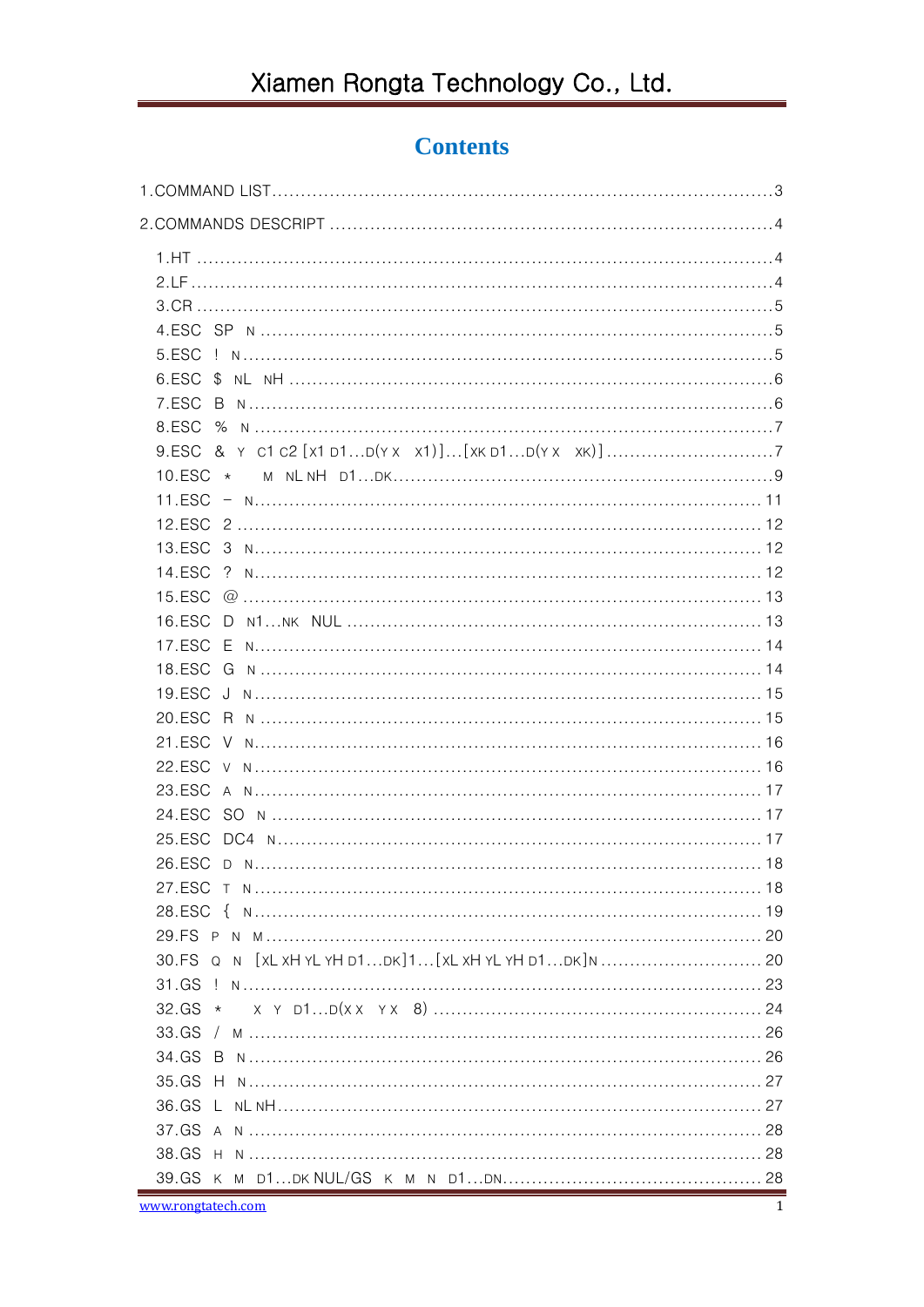# Contents

1.COMMAND LIST......3

2.COMMANDS DESCRIPT......4

- 1.HT......4
- 2.LF......4
- 3.CR......5
- 4.ESC SP N......5
- 5.ESC ! N......5
- 6.ESC $ NL NH......6
- 7.ESC B N......6
- 8.ESC % N......7
- 9.ESC & Y C1 C2 [X1 D1...D(Y X X1)]...[XK D1...D(Y X XK)]......7
- 10.ESC * M NL NH D1...DK......9
- 11.ESC – N......11
- 12.ESC 2......12
- 13.ESC 3 N......12
- 14.ESC ? N......12
- 15.ESC @......13
- 16.ESC D N1...NK NUL......13
- 17.ESC E N......14
- 18.ESC G N......14
- 19.ESC J N......15
- 20.ESC R N......15
- 21.ESC V N......16
- 22.ESC V N......16
- 23.ESC A N......17
- 24.ESC SO N......17
- 25.ESC DC4 N......17
- 26.ESC D N......18
- 27.ESC T N......18
- 28.ESC { N......19
- 29.FS P N M......20
- 30.FS Q N [XL XH YL YH D1...DK]1...[XL XH YL YH D1...DK]N......20
- 31.GS ! N......23
- 32.GS * X Y D1...D(X X Y X 8)......24
- 33.GS / M......26
- 34.GS B N......26
- 35.GS H N......27
- 36.GS L NL NH......27
- 37.GS A N......28
- 38.GS H N......28
- 39.GS K M D1...DK NUL/GS K M N D1...DN......28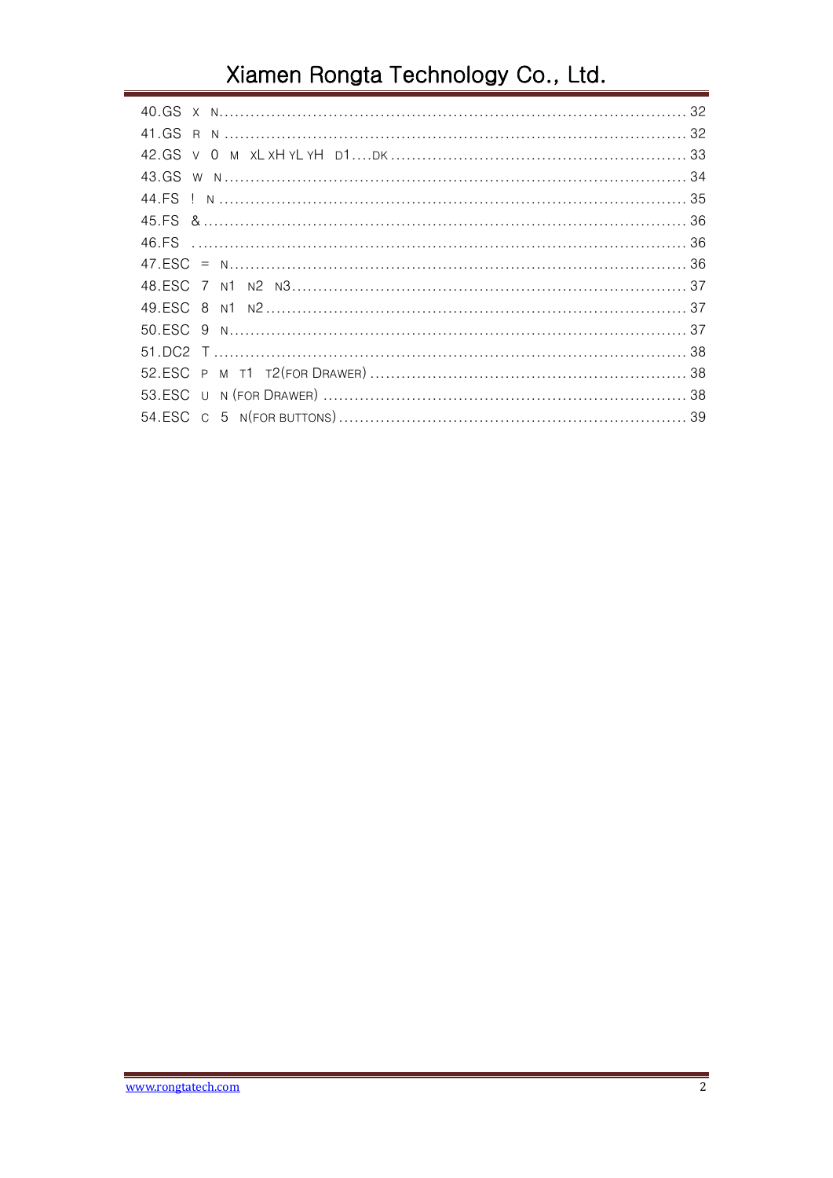40.GS x n ........................................................................................ 32

41.GS r n ........................................................................................ 32

42.GS v 0 m xL xH yL yH d1....dk ........................................................ 33

43.GS w n ........................................................................................ 34

44.FS ! n ......................................................................................... 35

45.FS & ............................................................................................ 36

46.FS ............................................................................................... 36

47.ESC = n ........................................................................................ 36

48.ESC 7 n1 n2 n3 ............................................................................ 37

49.ESC 8 n1 n2 ................................................................................. 37

50.ESC 9 n ........................................................................................ 37

51.DC2 T ........................................................................................... 38

52.ESC p m t1 t2(for Drawer) ............................................................. 38

53.ESC u n (for Drawer) ..................................................................... 38

54.ESC c 5 n(for buttons) .................................................................. 39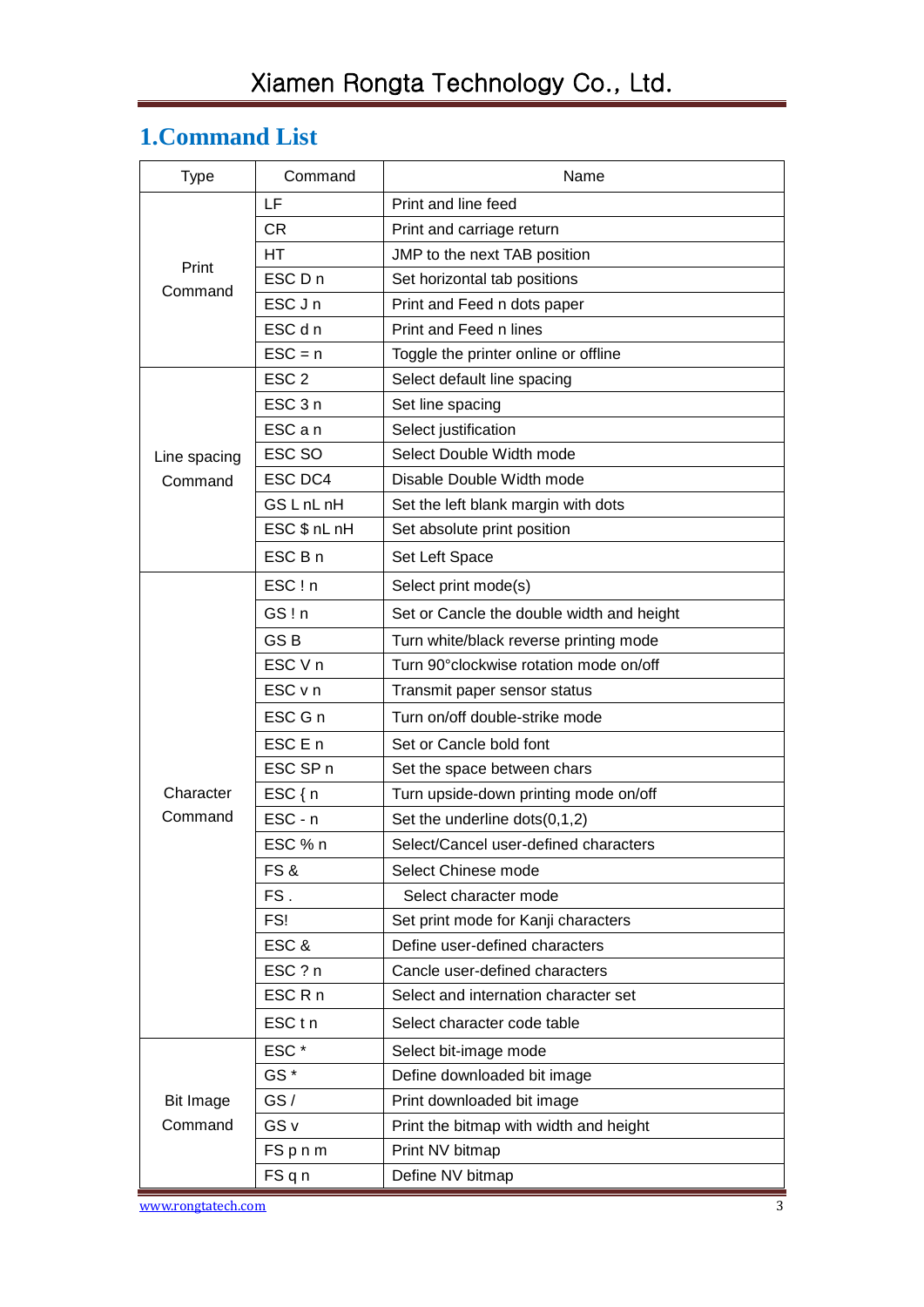# 1.Command List

| Type | Command | Name |
|---|---|---|
| Print Command | LF | Print and line feed |
| | CR | Print and carriage return |
| | HT | JMP to the next TAB position |
| | ESC D n | Set horizontal tab positions |
| | ESC J n | Print and Feed n dots paper |
| | ESC d n | Print and Feed n lines |
| | ESC = n | Toggle the printer online or offline |
| Line spacing Command | ESC 2 | Select default line spacing |
| | ESC 3 n | Set line spacing |
| | ESC a n | Select justification |
| | ESC SO | Select Double Width mode |
| | ESC DC4 | Disable Double Width mode |
| | GS L nL nH | Set the left blank margin with dots |
| | ESC $ nL nH | Set absolute print position |
| | ESC B n | Set Left Space |
| Character Command | ESC ! n | Select print mode(s) |
| | GS ! n | Set or Cancle the double width and height |
| | GS B | Turn white/black reverse printing mode |
| | ESC V n | Turn 90°clockwise rotation mode on/off |
| | ESC v n | Transmit paper sensor status |
| | ESC G n | Turn on/off double-strike mode |
| | ESC E n | Set or Cancle bold font |
| | ESC SP n | Set the space between chars |
| | ESC { n | Turn upside-down printing mode on/off |
| | ESC - n | Set the underline dots(0,1,2) |
| | ESC % n | Select/Cancel user-defined characters |
| | FS & | Select Chinese mode |
| | FS . | Select character mode |
| | FS! | Set print mode for Kanji characters |
| | ESC & | Define user-defined characters |
| | ESC ? n | Cancle user-defined characters |
| | ESC R n | Select and internation character set |
| | ESC t n | Select character code table |
| Bit Image Command | ESC * | Select bit-image mode |
| | GS * | Define downloaded bit image |
| | GS / | Print downloaded bit image |
| | GS v | Print the bitmap with width and height |
| | FS p n m | Print NV bitmap |
| | FS q n | Define NV bitmap |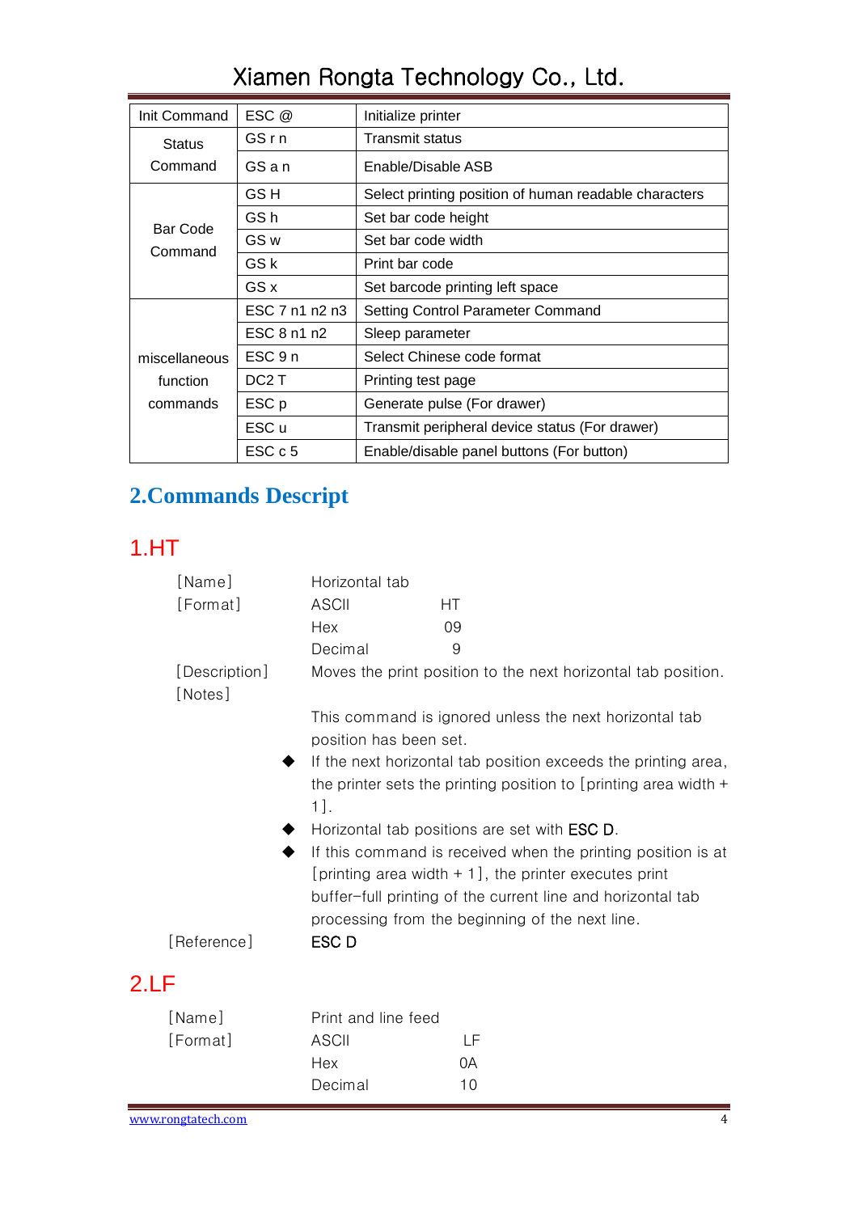| Init Command | ESC @ | Initialize printer |
|---|---|---|
| Status Command | GS r n | Transmit status |
| | GS a n | Enable/Disable ASB |
| Bar Code Command | GS H | Select printing position of human readable characters |
| | GS h | Set bar code height |
| | GS w | Set bar code width |
| | GS k | Print bar code |
| | GS x | Set barcode printing left space |
| miscellaneous function commands | ESC 7 n1 n2 n3 | Setting Control Parameter Command |
| | ESC 8 n1 n2 | Sleep parameter |
| | ESC 9 n | Select Chinese code format |
| | DC2 T | Printing test page |
| | ESC p | Generate pulse (For drawer) |
| | ESC u | Transmit peripheral device status (For drawer) |
| | ESC c 5 | Enable/disable panel buttons (For button) |

## 2.Commands Descript

### 1.HT

[Name] Horizontal tab

[Format] ASCII HT
Hex 09
Decimal 9

[Description] Moves the print position to the next horizontal tab position.

[Notes]

This command is ignored unless the next horizontal tab position has been set.

- If the next horizontal tab position exceeds the printing area, the printer sets the printing position to [printing area width + 1].
- Horizontal tab positions are set with ESC D.
- If this command is received when the printing position is at [printing area width + 1], the printer executes print buffer-full printing of the current line and horizontal tab processing from the beginning of the next line.

[Reference] ESC D

### 2.LF

[Name] Print and line feed

[Format] ASCII LF
Hex 0A
Decimal 10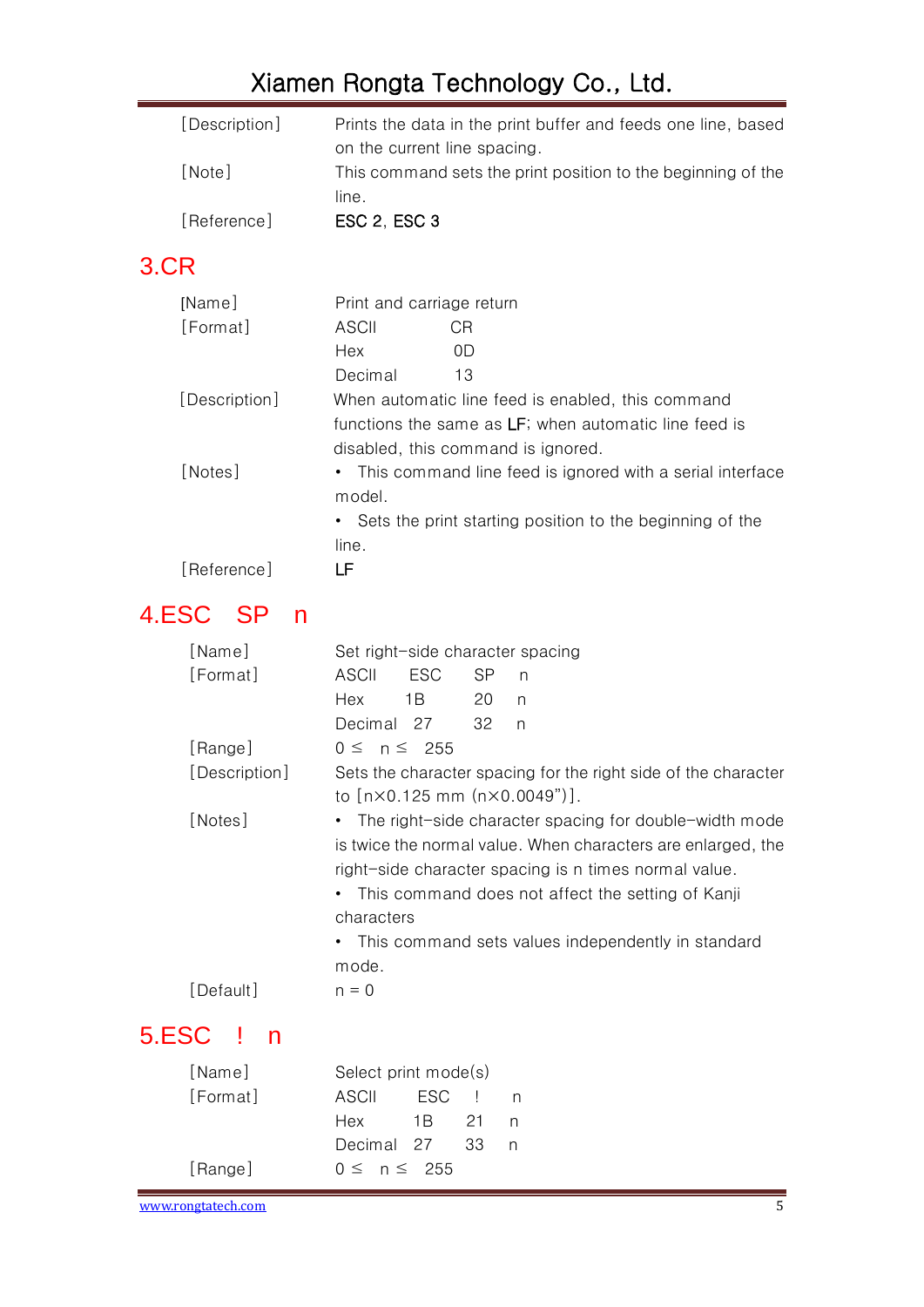| | |
|---|---|
| [Description] | Prints the data in the print buffer and feeds one line, based on the current line spacing. |
| [Note] | This command sets the print position to the beginning of the line. |
| [Reference] | **ESC 2**, **ESC 3** |

## 3.CR

| | |
|---|---|
| [Name] | Print and carriage return |
| [Format] | ASCII CR |
| | Hex 0D |
| | Decimal 13 |
| [Description] | When automatic line feed is enabled, this command functions the same as **LF**; when automatic line feed is disabled, this command is ignored. |
| [Notes] | • This command line feed is ignored with a serial interface model. |
| | • Sets the print starting position to the beginning of the line. |
| [Reference] | **LF** |

## 4.ESC SP n

| | |
|---|---|
| [Name] | Set right-side character spacing |
| [Format] | ASCII ESC SP n |
| | Hex 1B 20 n |
| | Decimal 27 32 n |
| [Range] | $0 \le n \le 255$ |
| [Description] | Sets the character spacing for the right side of the character to [n×0.125 mm (n×0.0049")]. |
| [Notes] | • The right-side character spacing for double-width mode is twice the normal value. When characters are enlarged, the right-side character spacing is n times normal value. |
| | • This command does not affect the setting of Kanji characters |
| | • This command sets values independently in standard mode. |
| [Default] | n = 0 |

## 5.ESC ! n

| | |
|---|---|
| [Name] | Select print mode(s) |
| [Format] | ASCII ESC ! n |
| | Hex 1B 21 n |
| | Decimal 27 33 n |
| [Range] | $0 \le n \le 255$ |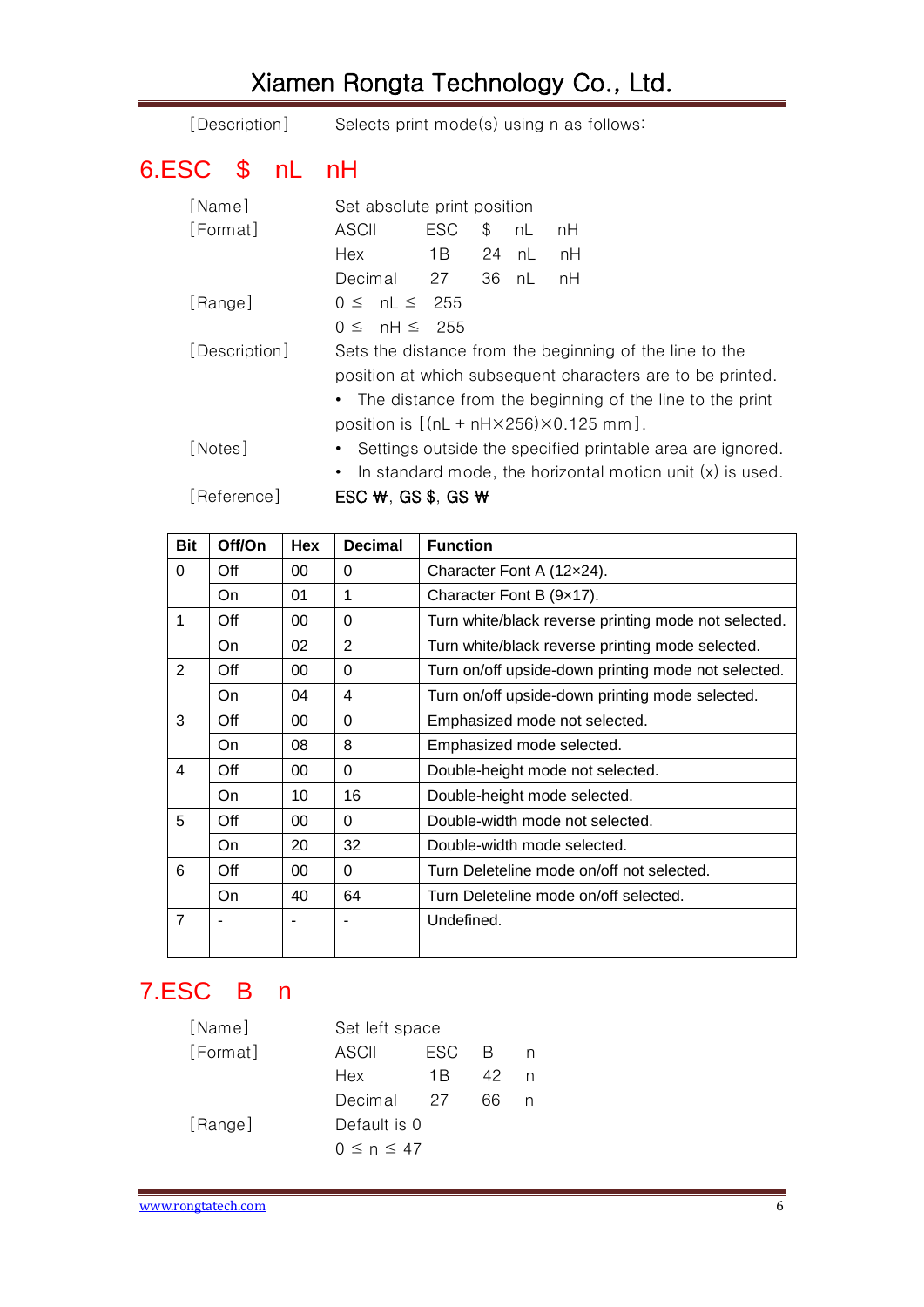[Description]    Selects print mode(s) using n as follows:

## 6.ESC $ nL nH

[Name]    Set absolute print position

[Format]    ASCII    ESC    $    nL    nH

Hex    1B    24    nL    nH

Decimal    27    36    nL    nH

[Range]    0 ≤ nL ≤ 255

0 ≤ nH ≤ 255

[Description]    Sets the distance from the beginning of the line to the position at which subsequent characters are to be printed.

- The distance from the beginning of the line to the print position is [(nL + nH×256)×0.125 mm].

[Notes]
- Settings outside the specified printable area are ignored.
- In standard mode, the horizontal motion unit (x) is used.

[Reference]    **ESC ₩, GS $, GS ₩**

| Bit | Off/On | Hex | Decimal | Function |
|---|---|---|---|---|
| 0 | Off | 00 | 0 | Character Font A (12×24). |
| | On | 01 | 1 | Character Font B (9×17). |
| 1 | Off | 00 | 0 | Turn white/black reverse printing mode not selected. |
| | On | 02 | 2 | Turn white/black reverse printing mode selected. |
| 2 | Off | 00 | 0 | Turn on/off upside-down printing mode not selected. |
| | On | 04 | 4 | Turn on/off upside-down printing mode selected. |
| 3 | Off | 00 | 0 | Emphasized mode not selected. |
| | On | 08 | 8 | Emphasized mode selected. |
| 4 | Off | 00 | 0 | Double-height mode not selected. |
| | On | 10 | 16 | Double-height mode selected. |
| 5 | Off | 00 | 0 | Double-width mode not selected. |
| | On | 20 | 32 | Double-width mode selected. |
| 6 | Off | 00 | 0 | Turn Deleteline mode on/off not selected. |
| | On | 40 | 64 | Turn Deleteline mode on/off selected. |
| 7 | - | - | - | Undefined. |

## 7.ESC B n

[Name]    Set left space

[Format]    ASCII    ESC    B    n

Hex    1B    42    n

Decimal    27    66    n

[Range]    Default is 0

0 ≤ n ≤ 47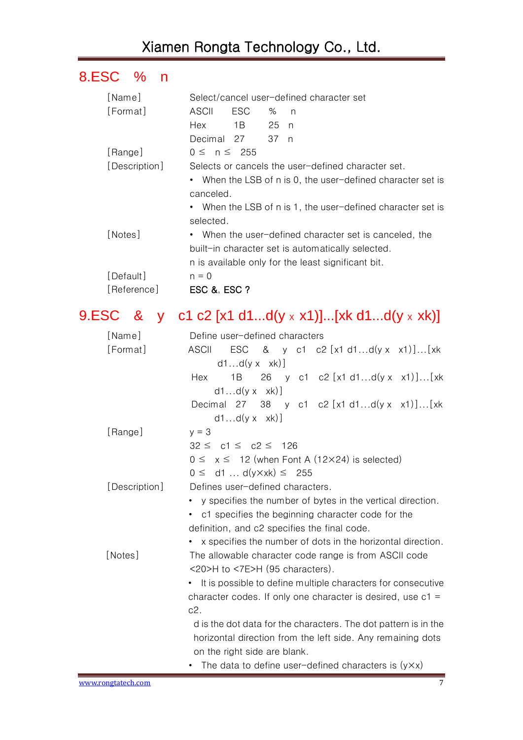## 8.ESC % n

| | |
|---|---|
| [Name] | Select/cancel user-defined character set |
| [Format] | ASCII ESC % n |
| | Hex 1B 25 n |
| | Decimal 27 37 n |
| [Range] | 0 ≤ n ≤ 255 |
| [Description] | Selects or cancels the user-defined character set.<br>• When the LSB of n is 0, the user-defined character set is canceled.<br>• When the LSB of n is 1, the user-defined character set is selected. |
| [Notes] | • When the user-defined character set is canceled, the built-in character set is automatically selected.<br>n is available only for the least significant bit. |
| [Default] | n = 0 |
| [Reference] | **ESC &, ESC ?** |

## 9.ESC & y c1 c2 [x1 d1...d(y x x1)]...[xk d1...d(y x xk)]

| | |
|---|---|
| [Name] | Define user-defined characters |
| [Format] | ASCII ESC & y c1 c2 [x1 d1…d(y x x1)]…[xk d1…d(y x xk)] |
| | Hex 1B 26 y c1 c2 [x1 d1…d(y x x1)]…[xk d1…d(y x xk)] |
| | Decimal 27 38 y c1 c2 [x1 d1…d(y x x1)]…[xk d1…d(y x xk)] |
| [Range] | y = 3<br>32 ≤ c1 ≤ c2 ≤ 126<br>0 ≤ x ≤ 12 (when Font A (12×24) is selected)<br>0 ≤ d1 … d(y×xk) ≤ 255 |
| [Description] | Defines user-defined characters.<br>• y specifies the number of bytes in the vertical direction.<br>• c1 specifies the beginning character code for the definition, and c2 specifies the final code.<br>• x specifies the number of dots in the horizontal direction. |
| [Notes] | The allowable character code range is from ASCII code <20>H to <7E>H (95 characters).<br>• It is possible to define multiple characters for consecutive character codes. If only one character is desired, use c1 = c2.<br>d is the dot data for the characters. The dot pattern is in the horizontal direction from the left side. Any remaining dots on the right side are blank.<br>• The data to define user-defined characters is (y×x) |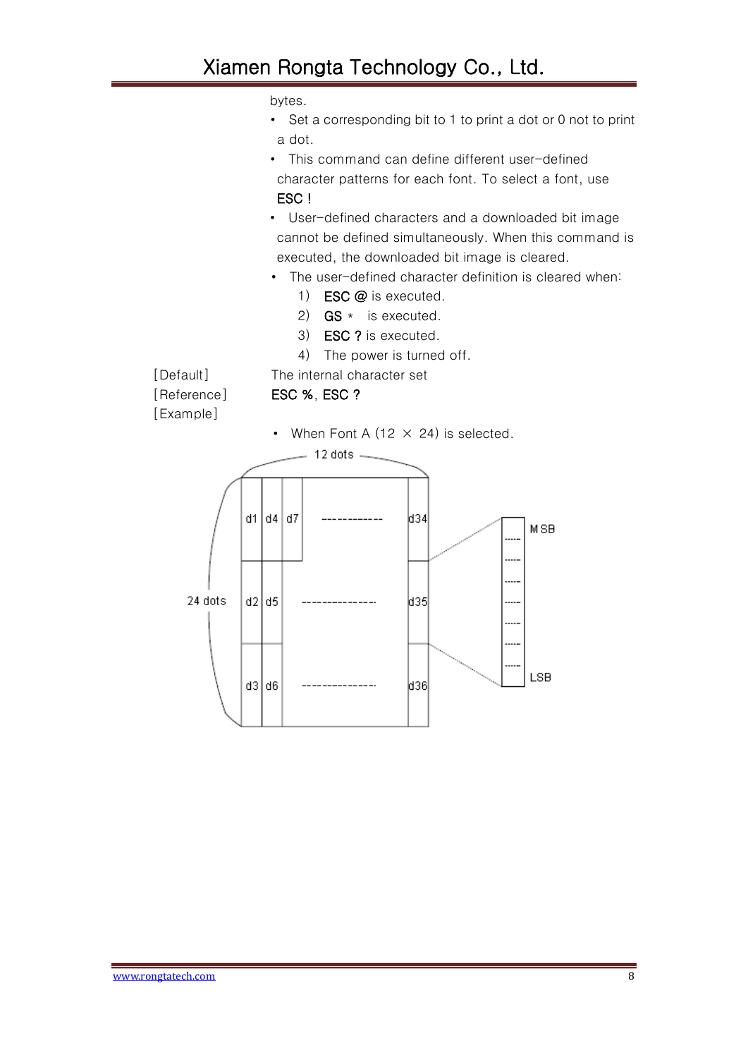bytes.

- Set a corresponding bit to 1 to print a dot or 0 not to print a dot.
- This command can define different user-defined character patterns for each font. To select a font, use ESC !
- User-defined characters and a downloaded bit image cannot be defined simultaneously. When this command is executed, the downloaded bit image is cleared.
- The user-defined character definition is cleared when:
  1) ESC @ is executed.
  2) GS * is executed.
  3) ESC ? is executed.
  4) The power is turned off.

[Default] The internal character set

[Reference] ESC %, ESC ?

[Example]

- When Font A (12 × 24) is selected.

12 dots

24 dots

| d1 | d4 | d7 | ------------ | d34 |
|---|---|---|---|---|
| d2 | d5 | | --------------- | d35 |
| d3 | d6 | | --------------- | d36 |

MSB

LSB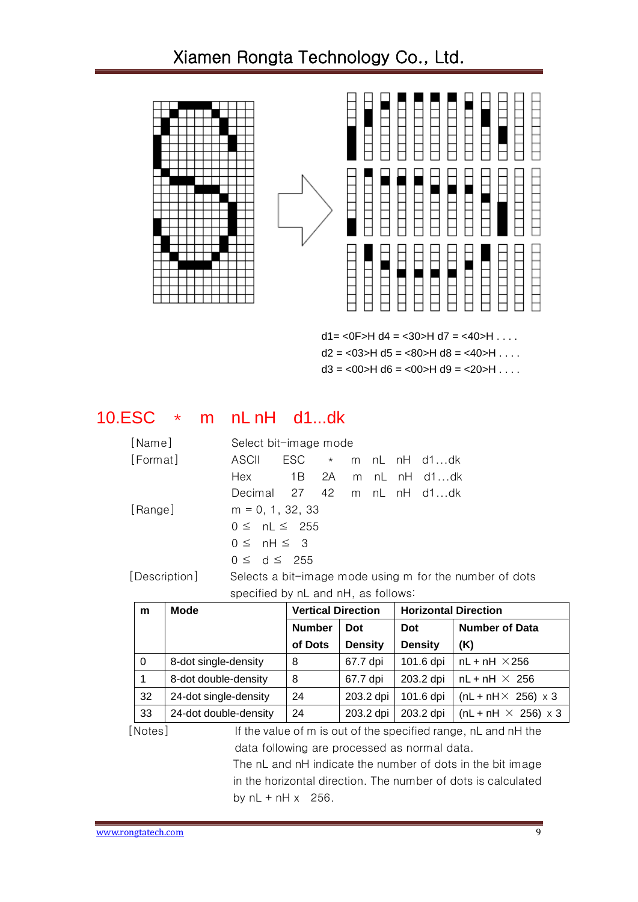d1= <0F>H d4 = <30>H d7 = <40>H . . . .
d2 = <03>H d5 = <80>H d8 = <40>H . . . .
d3 = <00>H d6 = <00>H d9 = <20>H . . . .

## 10.ESC * m nL nH d1...dk

[Name] Select bit-image mode

[Format]

| | | | | | | |
|---|---|---|---|---|---|---|
| ASCII | ESC | * | m | nL | nH | d1…dk |
| Hex | 1B | 2A | m | nL | nH | d1…dk |
| Decimal | 27 | 42 | m | nL | nH | d1…dk |

[Range]
m = 0, 1, 32, 33
0 ≤ nL ≤ 255
0 ≤ nH ≤ 3
0 ≤ d ≤ 255

[Description] Selects a bit-image mode using m for the number of dots specified by nL and nH, as follows:

| m | Mode | Vertical Direction | | Horizontal Direction | |
|---|---|---|---|---|---|
| | | Number of Dots | Dot Density | Dot Density | Number of Data (K) |
| 0 | 8-dot single-density | 8 | 67.7 dpi | 101.6 dpi | nL + nH ×256 |
| 1 | 8-dot double-density | 8 | 67.7 dpi | 203.2 dpi | nL + nH × 256 |
| 32 | 24-dot single-density | 24 | 203.2 dpi | 101.6 dpi | (nL + nH× 256) x 3 |
| 33 | 24-dot double-density | 24 | 203.2 dpi | 203.2 dpi | (nL + nH × 256) x 3 |

[Notes] If the value of m is out of the specified range, nL and nH the data following are processed as normal data.
The nL and nH indicate the number of dots in the bit image in the horizontal direction. The number of dots is calculated by nL + nH x 256.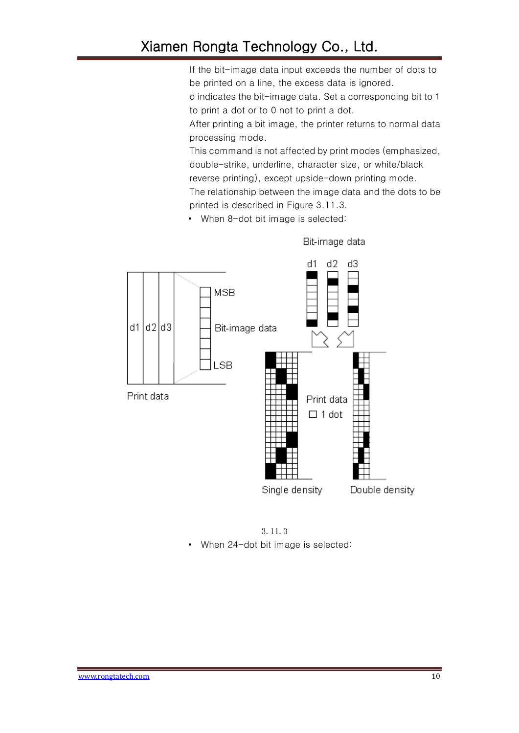If the bit-image data input exceeds the number of dots to be printed on a line, the excess data is ignored.

d indicates the bit-image data. Set a corresponding bit to 1 to print a dot or to 0 not to print a dot.

After printing a bit image, the printer returns to normal data processing mode.

This command is not affected by print modes (emphasized, double-strike, underline, character size, or white/black reverse printing), except upside-down printing mode.

The relationship between the image data and the dots to be printed is described in Figure 3.11.3.

- When 8-dot bit image is selected:

Bit-image data

d1 d2 d3

MSB

Bit-image data

LSB

Print data

Print data
☐ 1 dot

Single density

Double density

3.11.3

- When 24-dot bit image is selected: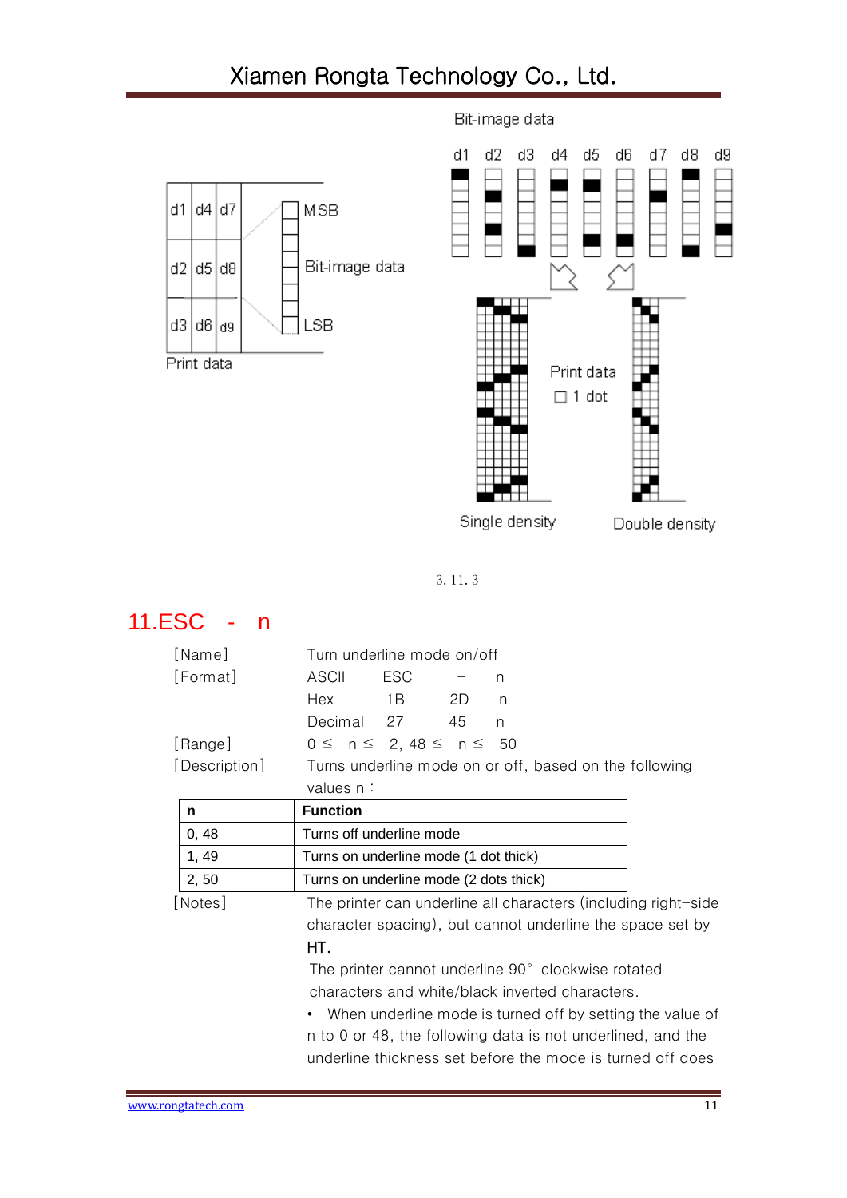Bit-image data

d1 d2 d3 d4 d5 d6 d7 d8 d9

| d1 | d4 | d7 |
|---|---|---|
| d2 | d5 | d8 |
| d3 | d6 | d9 |

MSB

Bit-image data

LSB

Print data

Print data

□ 1 dot

Single density

Double density

3. 11. 3

## 11.ESC - n

[Name] Turn underline mode on/off

[Format] ASCII ESC - n

Hex 1B 2D n

Decimal 27 45 n

[Range] 0 ≤ n ≤ 2, 48 ≤ n ≤ 50

[Description] Turns underline mode on or off, based on the following values n :

| n | Function |
|---|---|
| 0, 48 | Turns off underline mode |
| 1, 49 | Turns on underline mode (1 dot thick) |
| 2, 50 | Turns on underline mode (2 dots thick) |

[Notes] The printer can underline all characters (including right-side character spacing), but cannot underline the space set by HT.

The printer cannot underline 90° clockwise rotated characters and white/black inverted characters.

- When underline mode is turned off by setting the value of n to 0 or 48, the following data is not underlined, and the underline thickness set before the mode is turned off does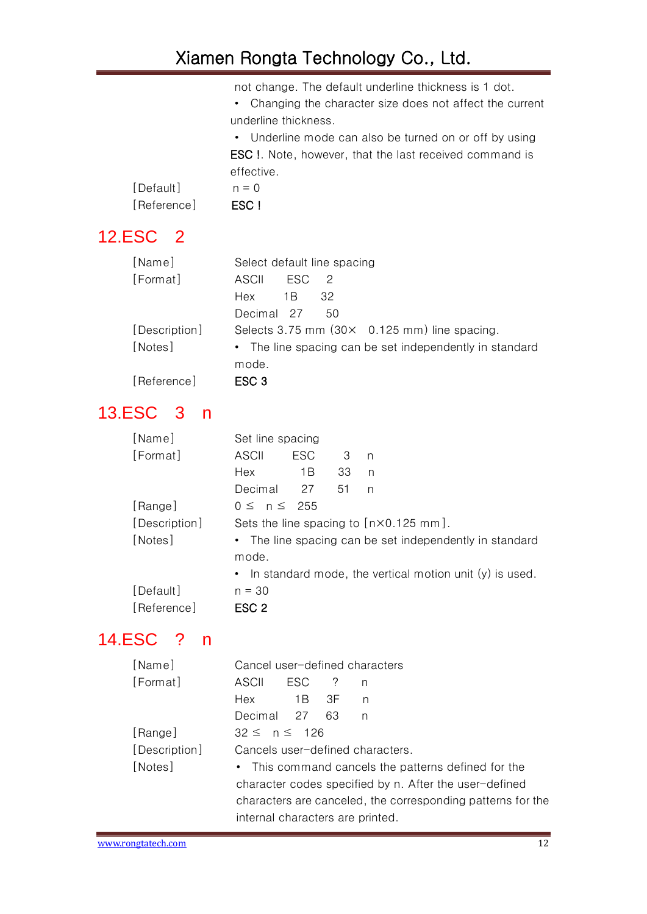not change. The default underline thickness is 1 dot.

- Changing the character size does not affect the current underline thickness.
- Underline mode can also be turned on or off by using **ESC !**. Note, however, that the last received command is effective.

[Default] n = 0

[Reference] **ESC !**

## 12.ESC 2

| | |
|---|---|
| [Name] | Select default line spacing |
| [Format] | ASCII ESC 2 |
| | Hex 1B 32 |
| | Decimal 27 50 |
| [Description] | Selects 3.75 mm (30× 0.125 mm) line spacing. |
| [Notes] | • The line spacing can be set independently in standard mode. |
| [Reference] | **ESC 3** |

## 13.ESC 3 n

| | |
|---|---|
| [Name] | Set line spacing |
| [Format] | ASCII ESC 3 n |
| | Hex 1B 33 n |
| | Decimal 27 51 n |
| [Range] | $0 \leq n \leq 255$ |
| [Description] | Sets the line spacing to [n×0.125 mm]. |
| [Notes] | • The line spacing can be set independently in standard mode. |
| | • In standard mode, the vertical motion unit (y) is used. |
| [Default] | n = 30 |
| [Reference] | **ESC 2** |

## 14.ESC ? n

| | |
|---|---|
| [Name] | Cancel user-defined characters |
| [Format] | ASCII ESC ? n |
| | Hex 1B 3F n |
| | Decimal 27 63 n |
| [Range] | $32 \leq n \leq 126$ |
| [Description] | Cancels user-defined characters. |
| [Notes] | • This command cancels the patterns defined for the character codes specified by n. After the user-defined characters are canceled, the corresponding patterns for the internal characters are printed. |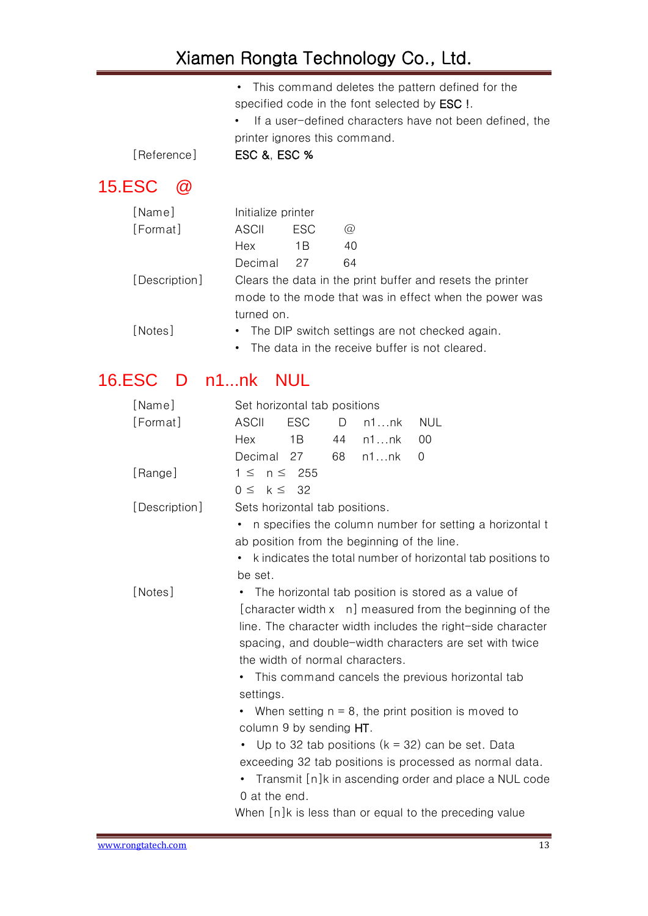- This command deletes the pattern defined for the specified code in the font selected by **ESC !**.
- If a user-defined characters have not been defined, the printer ignores this command.

[Reference] **ESC &**, **ESC %**

## 15.ESC @

| | | | |
|---|---|---|---|
| [Name] | Initialize printer | | |
| [Format] | ASCII | ESC | @ |
| | Hex | 1B | 40 |
| | Decimal | 27 | 64 |

[Description] Clears the data in the print buffer and resets the printer mode to the mode that was in effect when the power was turned on.

[Notes]
- The DIP switch settings are not checked again.
- The data in the receive buffer is not cleared.

## 16.ESC D n1...nk NUL

| | | | | | |
|---|---|---|---|---|---|
| [Name] | Set horizontal tab positions | | | | |
| [Format] | ASCII | ESC | D | n1…nk | NUL |
| | Hex | 1B | 44 | n1…nk | 00 |
| | Decimal | 27 | 68 | n1…nk | 0 |

[Range] $1 \leq n \leq 255$
$0 \leq k \leq 32$

[Description] Sets horizontal tab positions.
- n specifies the column number for setting a horizontal tab position from the beginning of the line.
- k indicates the total number of horizontal tab positions to be set.

[Notes]
- The horizontal tab position is stored as a value of [character width x n] measured from the beginning of the line. The character width includes the right-side character spacing, and double-width characters are set with twice the width of normal characters.
- This command cancels the previous horizontal tab settings.
- When setting n = 8, the print position is moved to column 9 by sending **HT**.
- Up to 32 tab positions (k = 32) can be set. Data exceeding 32 tab positions is processed as normal data.
- Transmit [n]k in ascending order and place a NUL code 0 at the end.

When [n]k is less than or equal to the preceding value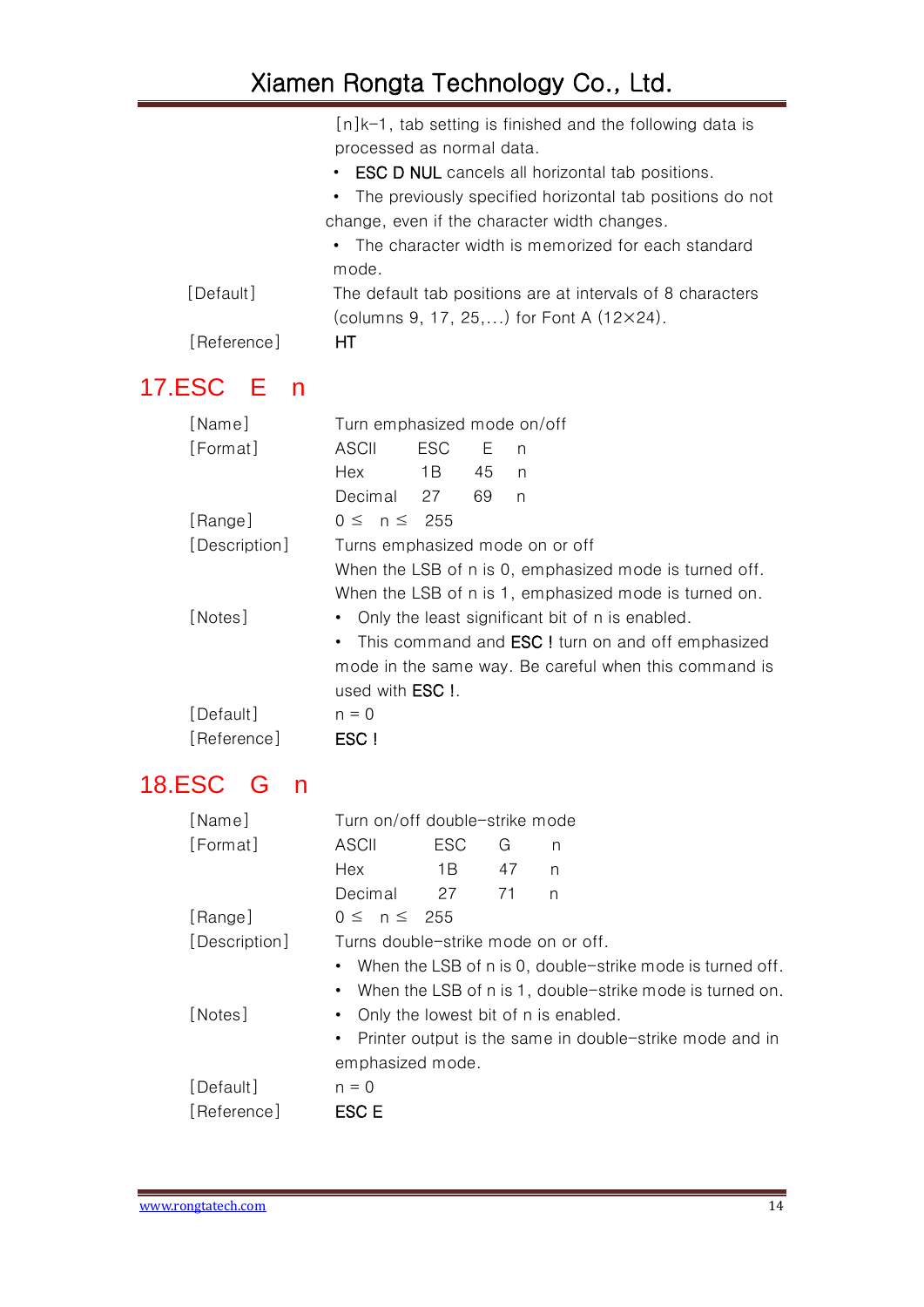[n]k−1, tab setting is finished and the following data is processed as normal data.

- **ESC D NUL** cancels all horizontal tab positions.
- The previously specified horizontal tab positions do not change, even if the character width changes.
- The character width is memorized for each standard mode.

| | |
|---|---|
| [Default] | The default tab positions are at intervals of 8 characters (columns 9, 17, 25,…) for Font A (12×24). |
| [Reference] | **HT** |

## 17.ESC E n

| | | | | |
|---|---|---|---|---|
| [Name] | Turn emphasized mode on/off | | | |
| [Format] | ASCII | ESC | E | n |
| | Hex | 1B | 45 | n |
| | Decimal | 27 | 69 | n |
| [Range] | 0 ≤ n ≤ 255 | | | |
| [Description] | Turns emphasized mode on or off<br>When the LSB of n is 0, emphasized mode is turned off.<br>When the LSB of n is 1, emphasized mode is turned on. | | | |
| [Notes] | • Only the least significant bit of n is enabled.<br>• This command and **ESC !** turn on and off emphasized mode in the same way. Be careful when this command is used with **ESC !**. | | | |
| [Default] | n = 0 | | | |
| [Reference] | **ESC !** | | | |

## 18.ESC G n

| | | | | |
|---|---|---|---|---|
| [Name] | Turn on/off double-strike mode | | | |
| [Format] | ASCII | ESC | G | n |
| | Hex | 1B | 47 | n |
| | Decimal | 27 | 71 | n |
| [Range] | 0 ≤ n ≤ 255 | | | |
| [Description] | Turns double-strike mode on or off.<br>• When the LSB of n is 0, double-strike mode is turned off.<br>• When the LSB of n is 1, double-strike mode is turned on. | | | |
| [Notes] | • Only the lowest bit of n is enabled.<br>• Printer output is the same in double-strike mode and in emphasized mode. | | | |
| [Default] | n = 0 | | | |
| [Reference] | **ESC E** | | | |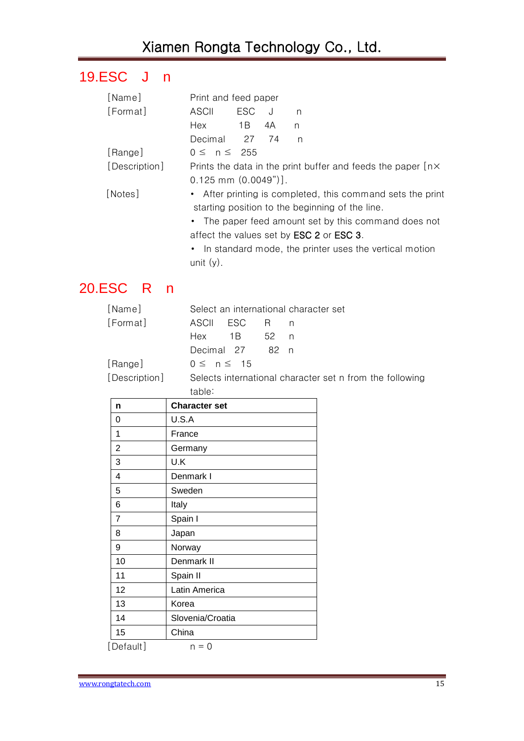## 19.ESC J n

[Name] Print and feed paper

[Format] ASCII ESC J n

Hex 1B 4A n

Decimal 27 74 n

[Range] 0 ≤ n ≤ 255

[Description] Prints the data in the print buffer and feeds the paper [n× 0.125 mm (0.0049")].

[Notes]
- After printing is completed, this command sets the print starting position to the beginning of the line.
- The paper feed amount set by this command does not affect the values set by ESC 2 or ESC 3.
- In standard mode, the printer uses the vertical motion unit (y).

## 20.ESC R n

[Name] Select an international character set

[Format] ASCII ESC R n

Hex 1B 52 n

Decimal 27 82 n

[Range] 0 ≤ n ≤ 15

[Description] Selects international character set n from the following table:

| n | Character set |
|---|---|
| 0 | U.S.A |
| 1 | France |
| 2 | Germany |
| 3 | U.K |
| 4 | Denmark I |
| 5 | Sweden |
| 6 | Italy |
| 7 | Spain I |
| 8 | Japan |
| 9 | Norway |
| 10 | Denmark II |
| 11 | Spain II |
| 12 | Latin America |
| 13 | Korea |
| 14 | Slovenia/Croatia |
| 15 | China |

[Default] n = 0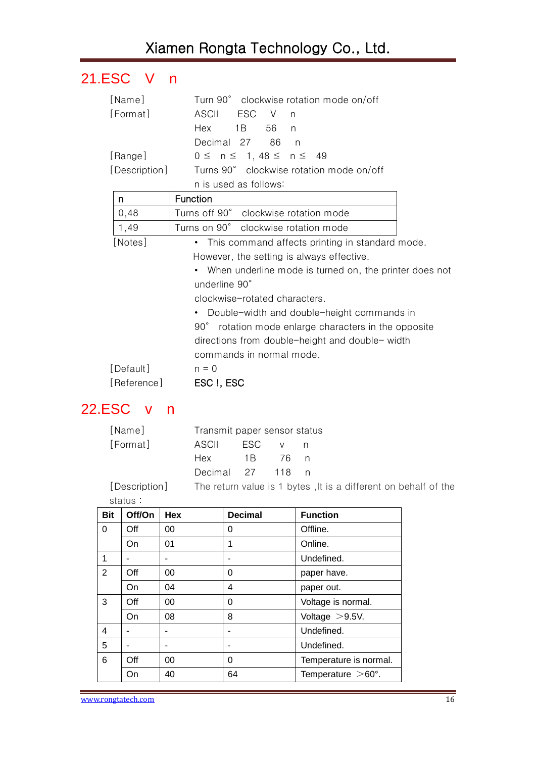## 21.ESC V n

[Name] Turn 90° clockwise rotation mode on/off

[Format] ASCII ESC V n

Hex 1B 56 n

Decimal 27 86 n

[Range] 0 ≤ n ≤ 1, 48 ≤ n ≤ 49

[Description] Turns 90° clockwise rotation mode on/off

n is used as follows:

| n | Function |
|---|---|
| 0,48 | Turns off 90° clockwise rotation mode |
| 1,49 | Turns on 90° clockwise rotation mode |

[Notes]

- This command affects printing in standard mode. However, the setting is always effective.
- When underline mode is turned on, the printer does not underline 90° clockwise-rotated characters.
- Double-width and double-height commands in 90° rotation mode enlarge characters in the opposite directions from double-height and double- width commands in normal mode.

[Default] n = 0

[Reference] ESC !, ESC

## 22.ESC v n

[Name] Transmit paper sensor status

[Format] ASCII ESC v n

Hex 1B 76 n

Decimal 27 118 n

[Description] The return value is 1 bytes ,It is a different on behalf of the status：

| Bit | Off/On | Hex | Decimal | Function |
|---|---|---|---|---|
| 0 | Off | 00 | 0 | Offline. |
| | On | 01 | 1 | Online. |
| 1 | - | - | - | Undefined. |
| 2 | Off | 00 | 0 | paper have. |
| | On | 04 | 4 | paper out. |
| 3 | Off | 00 | 0 | Voltage is normal. |
| | On | 08 | 8 | Voltage ＞9.5V. |
| 4 | - | - | - | Undefined. |
| 5 | - | - | - | Undefined. |
| 6 | Off | 00 | 0 | Temperature is normal. |
| | On | 40 | 64 | Temperature ＞60°. |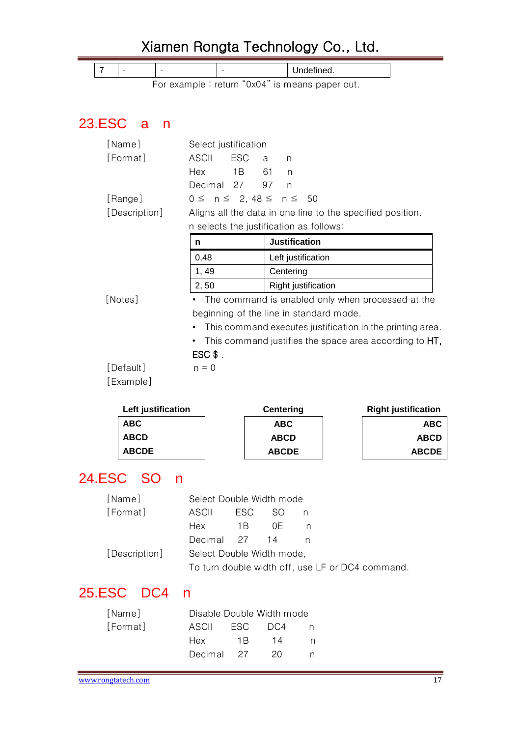| 7 | - | - | - | Undefined. |
|---|---|---|---|---|

For example：return “0x04” is means paper out.

## 23.ESC a n

[Name] Select justification

[Format]

| ASCII | ESC | a | n |
|---|---|---|---|
| Hex | 1B | 61 | n |
| Decimal | 27 | 97 | n |

[Range] 0 ≤ n ≤ 2, 48 ≤ n ≤ 50

[Description] Aligns all the data in one line to the specified position.

n selects the justification as follows:

| n | Justification |
|---|---|
| 0,48 | Left justification |
| 1, 49 | Centering |
| 2, 50 | Right justification |

[Notes]

- The command is enabled only when processed at the beginning of the line in standard mode.
- This command executes justification in the printing area.
- This command justifies the space area according to HT, ESC $ .

[Default] n = 0

[Example]

| Left justification | Centering | Right justification |
|---|---|---|
| ABC | ABC | ABC |
| ABCD | ABCD | ABCD |
| ABCDE | ABCDE | ABCDE |

## 24.ESC SO n

[Name] Select Double Width mode

[Format]

| ASCII | ESC | SO | n |
|---|---|---|---|
| Hex | 1B | 0E | n |
| Decimal | 27 | 14 | n |

[Description] Select Double Width mode,

To turn double width off, use LF or DC4 command.

## 25.ESC DC4 n

[Name] Disable Double Width mode

[Format]

| ASCII | ESC | DC4 | n |
|---|---|---|---|
| Hex | 1B | 14 | n |
| Decimal | 27 | 20 | n |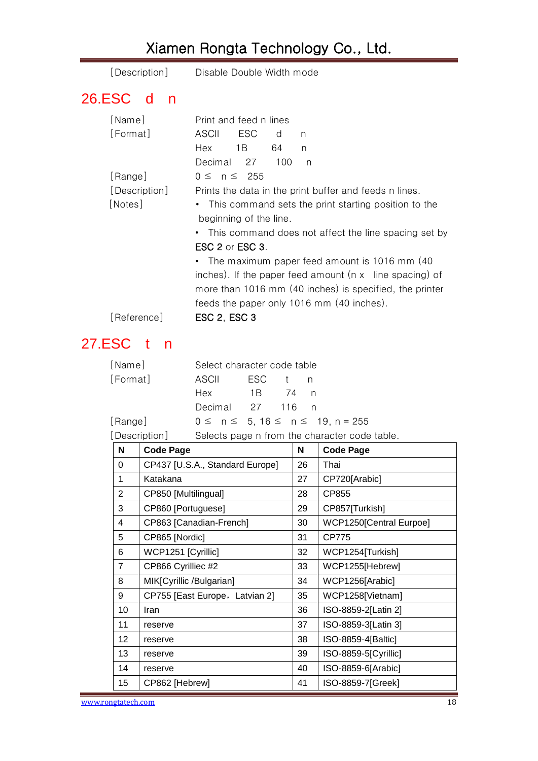[Description]　　Disable Double Width mode

## 26.ESC d n

[Name]　　Print and feed n lines

[Format]　　ASCII　ESC　d　n

Hex　1B　64　n

Decimal　27　100　n

[Range]　　0 ≤ n ≤ 255

[Description]　　Prints the data in the print buffer and feeds n lines.

[Notes]

- This command sets the print starting position to the beginning of the line.
- This command does not affect the line spacing set by **ESC 2** or **ESC 3**.
- The maximum paper feed amount is 1016 mm (40 inches). If the paper feed amount (n x line spacing) of more than 1016 mm (40 inches) is specified, the printer feeds the paper only 1016 mm (40 inches).

[Reference]　　**ESC 2**, **ESC 3**

## 27.ESC t n

[Name]　　Select character code table

[Format]　　ASCII　ESC　t　n

Hex　1B　74　n

Decimal　27　116　n

[Range]　　0 ≤ n ≤ 5, 16 ≤ n ≤ 19, n = 255

[Description]　　Selects page n from the character code table.

| N | Code Page | N | Code Page |
|---|---|---|---|
| 0 | CP437 [U.S.A., Standard Europe] | 26 | Thai |
| 1 | Katakana | 27 | CP720[Arabic] |
| 2 | CP850 [Multilingual] | 28 | CP855 |
| 3 | CP860 [Portuguese] | 29 | CP857[Turkish] |
| 4 | CP863 [Canadian-French] | 30 | WCP1250[Central Eurpoe] |
| 5 | CP865 [Nordic] | 31 | CP775 |
| 6 | WCP1251 [Cyrillic] | 32 | WCP1254[Turkish] |
| 7 | CP866 Cyrilliec #2 | 33 | WCP1255[Hebrew] |
| 8 | MIK[Cyrillic /Bulgarian] | 34 | WCP1256[Arabic] |
| 9 | CP755 [East Europe，Latvian 2] | 35 | WCP1258[Vietnam] |
| 10 | Iran | 36 | ISO-8859-2[Latin 2] |
| 11 | reserve | 37 | ISO-8859-3[Latin 3] |
| 12 | reserve | 38 | ISO-8859-4[Baltic] |
| 13 | reserve | 39 | ISO-8859-5[Cyrillic] |
| 14 | reserve | 40 | ISO-8859-6[Arabic] |
| 15 | CP862 [Hebrew] | 41 | ISO-8859-7[Greek] |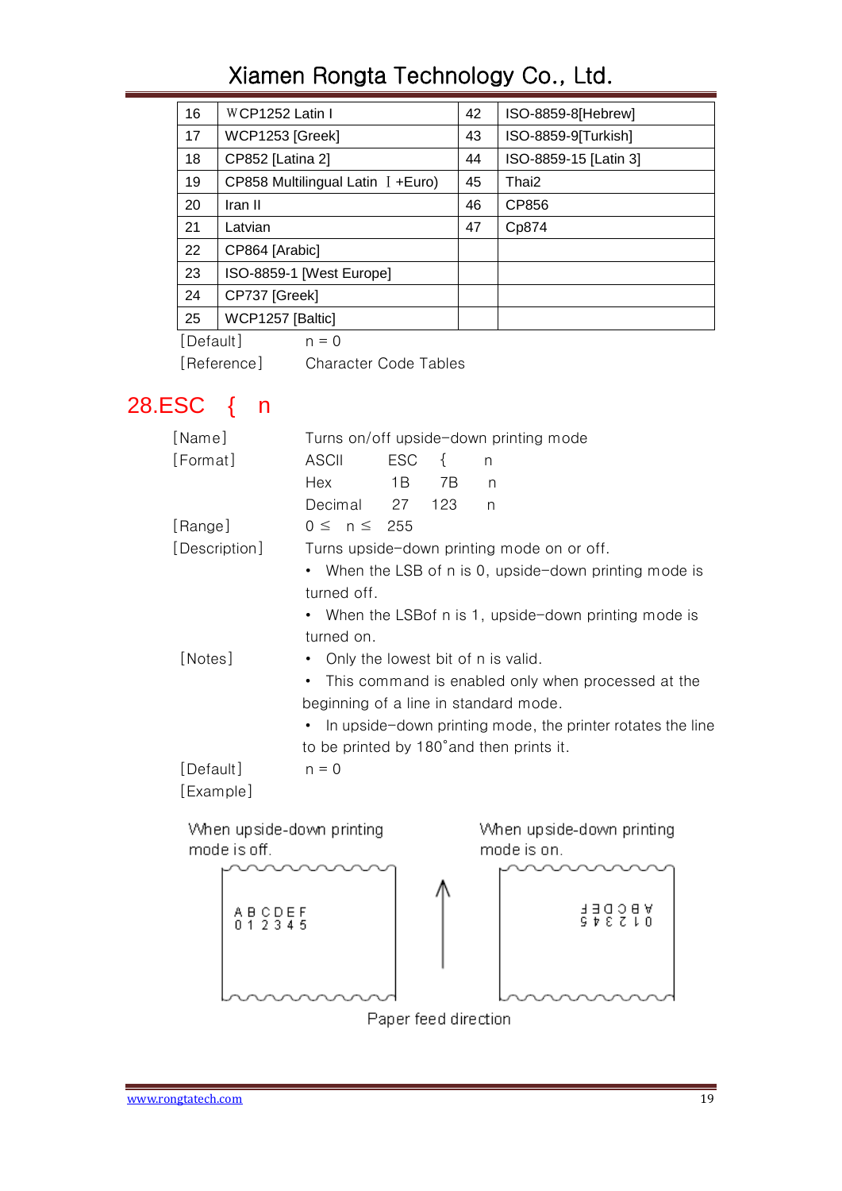| 16 | WCP1252 Latin I | 42 | ISO-8859-8[Hebrew] |
|---|---|---|---|
| 17 | WCP1253 [Greek] | 43 | ISO-8859-9[Turkish] |
| 18 | CP852 [Latina 2] | 44 | ISO-8859-15 [Latin 3] |
| 19 | CP858 Multilingual Latin Ⅰ+Euro) | 45 | Thai2 |
| 20 | Iran II | 46 | CP856 |
| 21 | Latvian | 47 | Cp874 |
| 22 | CP864 [Arabic] | | |
| 23 | ISO-8859-1 [West Europe] | | |
| 24 | CP737 [Greek] | | |
| 25 | WCP1257 [Baltic] | | |

[Default] n = 0

[Reference] Character Code Tables

## 28.ESC { n

[Name] Turns on/off upside-down printing mode

[Format]

| ASCII | ESC | { | n |
|---|---|---|---|
| Hex | 1B | 7B | n |
| Decimal | 27 | 123 | n |

[Range] $0 \leq n \leq 255$

[Description] Turns upside-down printing mode on or off.

- When the LSB of n is 0, upside-down printing mode is turned off.
- When the LSBof n is 1, upside-down printing mode is turned on.

[Notes]

- Only the lowest bit of n is valid.
- This command is enabled only when processed at the beginning of a line in standard mode.
- In upside-down printing mode, the printer rotates the line to be printed by 180°and then prints it.

[Default] n = 0

[Example]

When upside-down printing mode is off.

```
A B C D E F
0 1 2 3 4 5
```

When upside-down printing mode is on.

Paper feed direction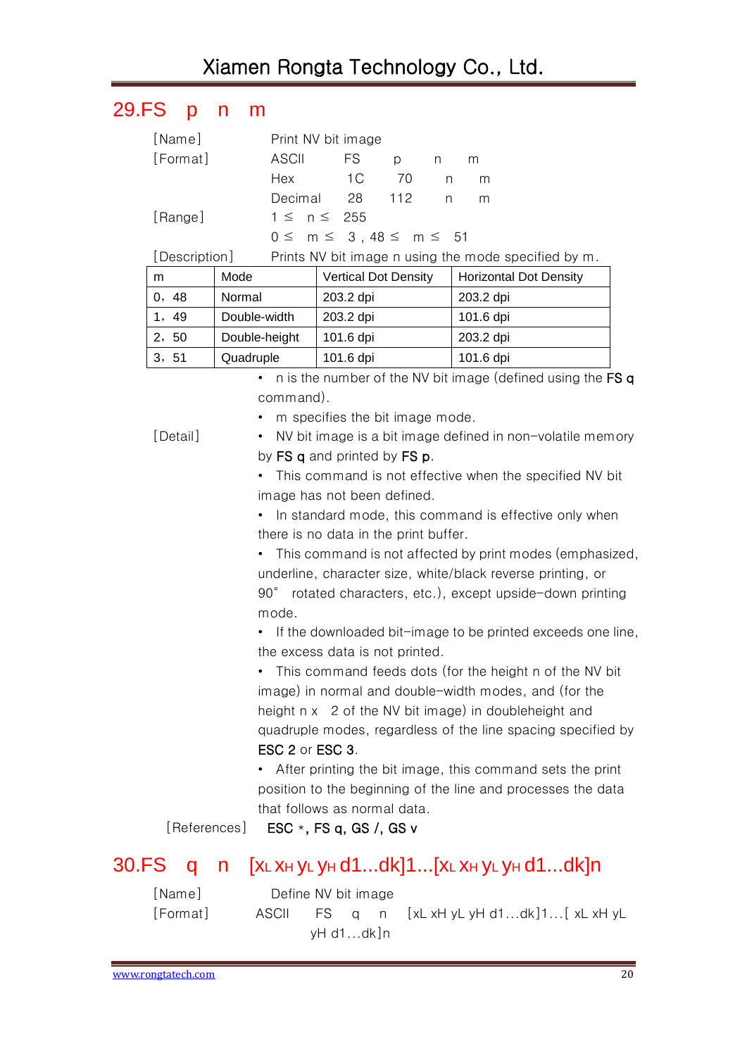## 29.FS p n m

[Name] Print NV bit image

[Format] ASCII FS p n m

Hex 1C 70 n m

Decimal 28 112 n m

[Range] 1 ≤ n ≤ 255

0 ≤ m ≤ 3 , 48 ≤ m ≤ 51

[Description] Prints NV bit image n using the mode specified by m.

| m | Mode | Vertical Dot Density | Horizontal Dot Density |
|---|---|---|---|
| 0，48 | Normal | 203.2 dpi | 203.2 dpi |
| 1，49 | Double-width | 203.2 dpi | 101.6 dpi |
| 2，50 | Double-height | 101.6 dpi | 203.2 dpi |
| 3，51 | Quadruple | 101.6 dpi | 101.6 dpi |

- n is the number of the NV bit image (defined using the **FS q** command).
- m specifies the bit image mode.

[Detail]

- NV bit image is a bit image defined in non-volatile memory by **FS q** and printed by **FS p**.
- This command is not effective when the specified NV bit image has not been defined.
- In standard mode, this command is effective only when there is no data in the print buffer.
- This command is not affected by print modes (emphasized, underline, character size, white/black reverse printing, or 90° rotated characters, etc.), except upside-down printing mode.
- If the downloaded bit-image to be printed exceeds one line, the excess data is not printed.
- This command feeds dots (for the height n of the NV bit image) in normal and double-width modes, and (for the height n x 2 of the NV bit image) in doubleheight and quadruple modes, regardless of the line spacing specified by **ESC 2** or **ESC 3**.
- After printing the bit image, this command sets the print position to the beginning of the line and processes the data that follows as normal data.

[References] **ESC *, FS q, GS /, GS v**

## 30.FS q n [xL xH yL yH d1...dk]1...[xL xH yL yH d1...dk]n

[Name] Define NV bit image

[Format] ASCII FS q n [xL xH yL yH d1...dk]1...[ xL xH yL yH d1...dk]n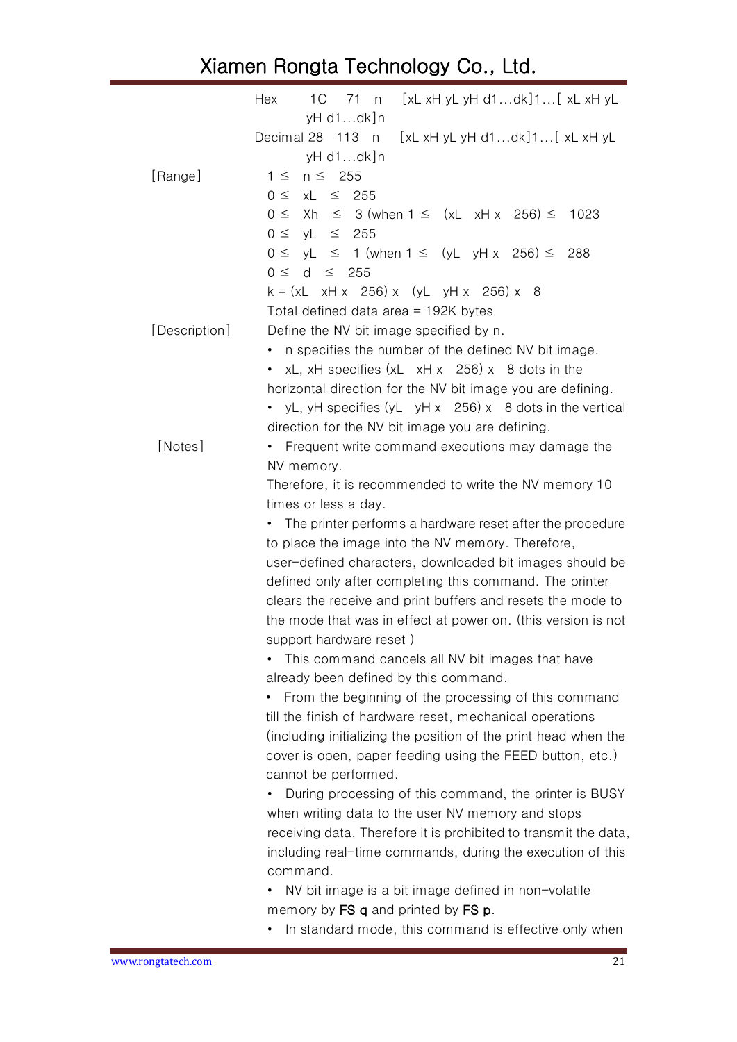| | |
|---|---|
| | Hex 1C 71 n [xL xH yL yH d1…dk]1…[ xL xH yL yH d1…dk]n |
| | Decimal 28 113 n [xL xH yL yH d1…dk]1…[ xL xH yL yH d1…dk]n |
| [Range] | 1 ≤ n ≤ 255<br>0 ≤ xL ≤ 255<br>0 ≤ Xh ≤ 3 (when 1 ≤ (xL xH x 256) ≤ 1023<br>0 ≤ yL ≤ 255<br>0 ≤ yL ≤ 1 (when 1 ≤ (yL yH x 256) ≤ 288<br>0 ≤ d ≤ 255<br>k = (xL xH x 256) x (yL yH x 256) x 8<br>Total defined data area = 192K bytes |
| [Description] | Define the NV bit image specified by n.<br>• n specifies the number of the defined NV bit image.<br>• xL, xH specifies (xL xH x 256) x 8 dots in the horizontal direction for the NV bit image you are defining.<br>• yL, yH specifies (yL yH x 256) x 8 dots in the vertical direction for the NV bit image you are defining. |
| [Notes] | • Frequent write command executions may damage the NV memory.<br>Therefore, it is recommended to write the NV memory 10 times or less a day.<br>• The printer performs a hardware reset after the procedure to place the image into the NV memory. Therefore, user-defined characters, downloaded bit images should be defined only after completing this command. The printer clears the receive and print buffers and resets the mode to the mode that was in effect at power on. (this version is not support hardware reset )<br>• This command cancels all NV bit images that have already been defined by this command.<br>• From the beginning of the processing of this command till the finish of hardware reset, mechanical operations (including initializing the position of the print head when the cover is open, paper feeding using the FEED button, etc.) cannot be performed.<br>• During processing of this command, the printer is BUSY when writing data to the user NV memory and stops receiving data. Therefore it is prohibited to transmit the data, including real-time commands, during the execution of this command.<br>• NV bit image is a bit image defined in non-volatile memory by **FS q** and printed by **FS p**.<br>• In standard mode, this command is effective only when |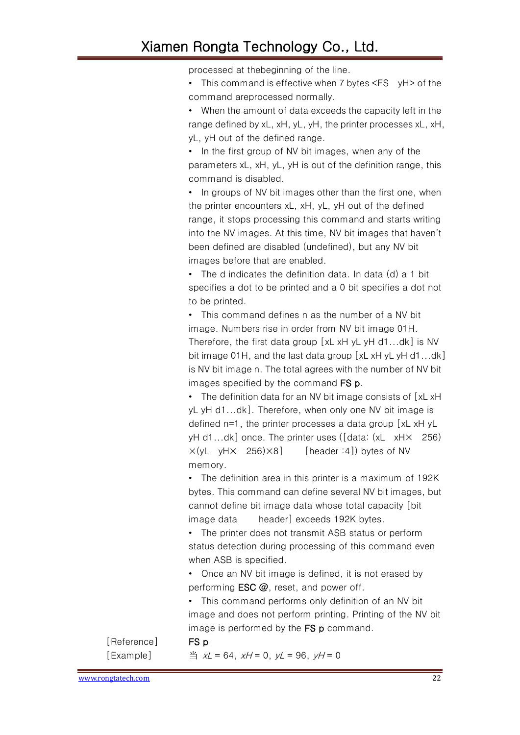processed at thebeginning of the line.

• This command is effective when 7 bytes <FS   yH> of the command areprocessed normally.

• When the amount of data exceeds the capacity left in the range defined by xL, xH, yL, yH, the printer processes xL, xH, yL, yH out of the defined range.

• In the first group of NV bit images, when any of the parameters xL, xH, yL, yH is out of the definition range, this command is disabled.

• In groups of NV bit images other than the first one, when the printer encounters xL, xH, yL, yH out of the defined range, it stops processing this command and starts writing into the NV images. At this time, NV bit images that haven't been defined are disabled (undefined), but any NV bit images before that are enabled.

• The d indicates the definition data. In data (d) a 1 bit specifies a dot to be printed and a 0 bit specifies a dot not to be printed.

• This command defines n as the number of a NV bit image. Numbers rise in order from NV bit image 01H. Therefore, the first data group [xL xH yL yH d1...dk] is NV bit image 01H, and the last data group [xL xH yL yH d1...dk] is NV bit image n. The total agrees with the number of NV bit images specified by the command **FS p**.

• The definition data for an NV bit image consists of [xL xH yL yH d1...dk]. Therefore, when only one NV bit image is defined n=1, the printer processes a data group [xL xH yL yH d1...dk] once. The printer uses ([data: (xL   xH× 256) ×(yL   yH× 256)×8]     [header :4]) bytes of NV memory.

• The definition area in this printer is a maximum of 192K bytes. This command can define several NV bit images, but cannot define bit image data whose total capacity [bit image data     header] exceeds 192K bytes.

• The printer does not transmit ASB status or perform status detection during processing of this command even when ASB is specified.

• Once an NV bit image is defined, it is not erased by performing **ESC @**, reset, and power off.

• This command performs only definition of an NV bit image and does not perform printing. Printing of the NV bit image is performed by the **FS p** command.

[Reference] **FS p**

[Example] 当 *xL* = 64, *xH* = 0, *yL* = 96, *yH* = 0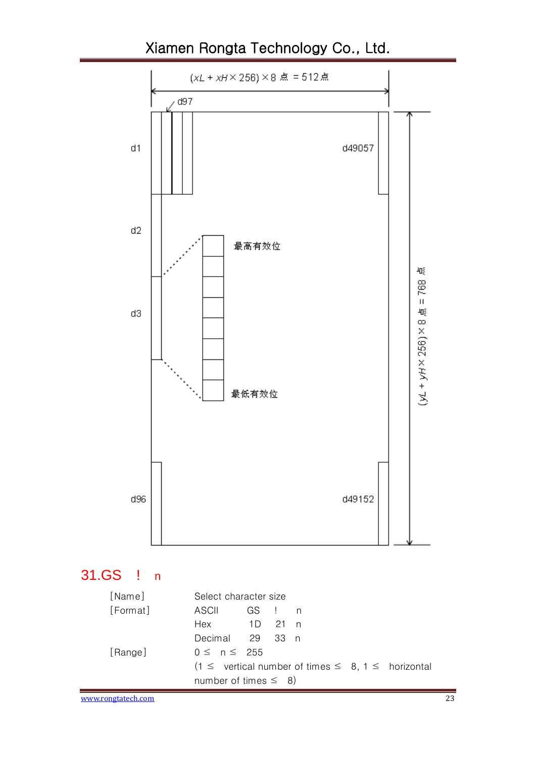(xL + xH × 256) × 8 点 = 512点

d97

d1 d49057

d2

最高有效位

d3

最低有效位

(yL + yH × 256) × 8 点 = 768 点

d96 d49152

## 31.GS ! n

| | | | | |
|---|---|---|---|---|
| [Name] | Select character size | | | |
| [Format] | ASCII | GS | ! | n |
| | Hex | 1D | 21 | n |
| | Decimal | 29 | 33 | n |
| [Range] | 0 ≤ n ≤ 255 | | | |
| | (1 ≤ vertical number of times ≤ 8, 1 ≤ horizontal number of times ≤ 8) | | | |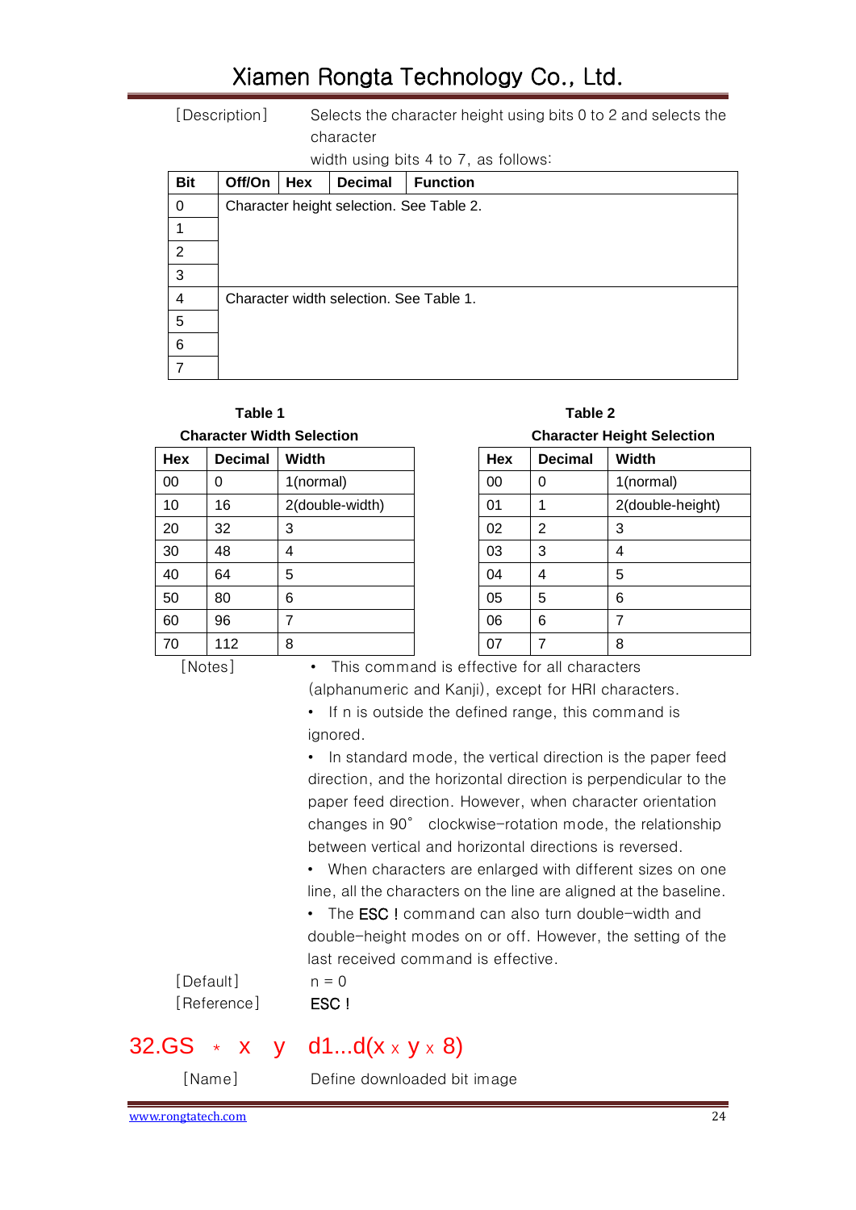[Description] Selects the character height using bits 0 to 2 and selects the character

width using bits 4 to 7, as follows:

| Bit | Off/On | Hex | Decimal | Function |
|---|---|---|---|---|
| 0 | Character height selection. See Table 2. | | | |
| 1 | | | | |
| 2 | | | | |
| 3 | | | | |
| 4 | Character width selection. See Table 1. | | | |
| 5 | | | | |
| 6 | | | | |
| 7 | | | | |

**Table 1**

**Character Width Selection**

| Hex | Decimal | Width |
|---|---|---|
| 00 | 0 | 1(normal) |
| 10 | 16 | 2(double-width) |
| 20 | 32 | 3 |
| 30 | 48 | 4 |
| 40 | 64 | 5 |
| 50 | 80 | 6 |
| 60 | 96 | 7 |
| 70 | 112 | 8 |

**Table 2**

**Character Height Selection**

| Hex | Decimal | Width |
|---|---|---|
| 00 | 0 | 1(normal) |
| 01 | 1 | 2(double-height) |
| 02 | 2 | 3 |
| 03 | 3 | 4 |
| 04 | 4 | 5 |
| 05 | 5 | 6 |
| 06 | 6 | 7 |
| 07 | 7 | 8 |

[Notes]

- This command is effective for all characters (alphanumeric and Kanji), except for HRI characters.
- If n is outside the defined range, this command is ignored.
- In standard mode, the vertical direction is the paper feed direction, and the horizontal direction is perpendicular to the paper feed direction. However, when character orientation changes in 90° clockwise-rotation mode, the relationship between vertical and horizontal directions is reversed.
- When characters are enlarged with different sizes on one line, all the characters on the line are aligned at the baseline.
- The ESC ! command can also turn double-width and double-height modes on or off. However, the setting of the last received command is effective.

[Default] n = 0

[Reference] ESC !

## 32.GS * x y d1...d(x x y x 8)

[Name] Define downloaded bit image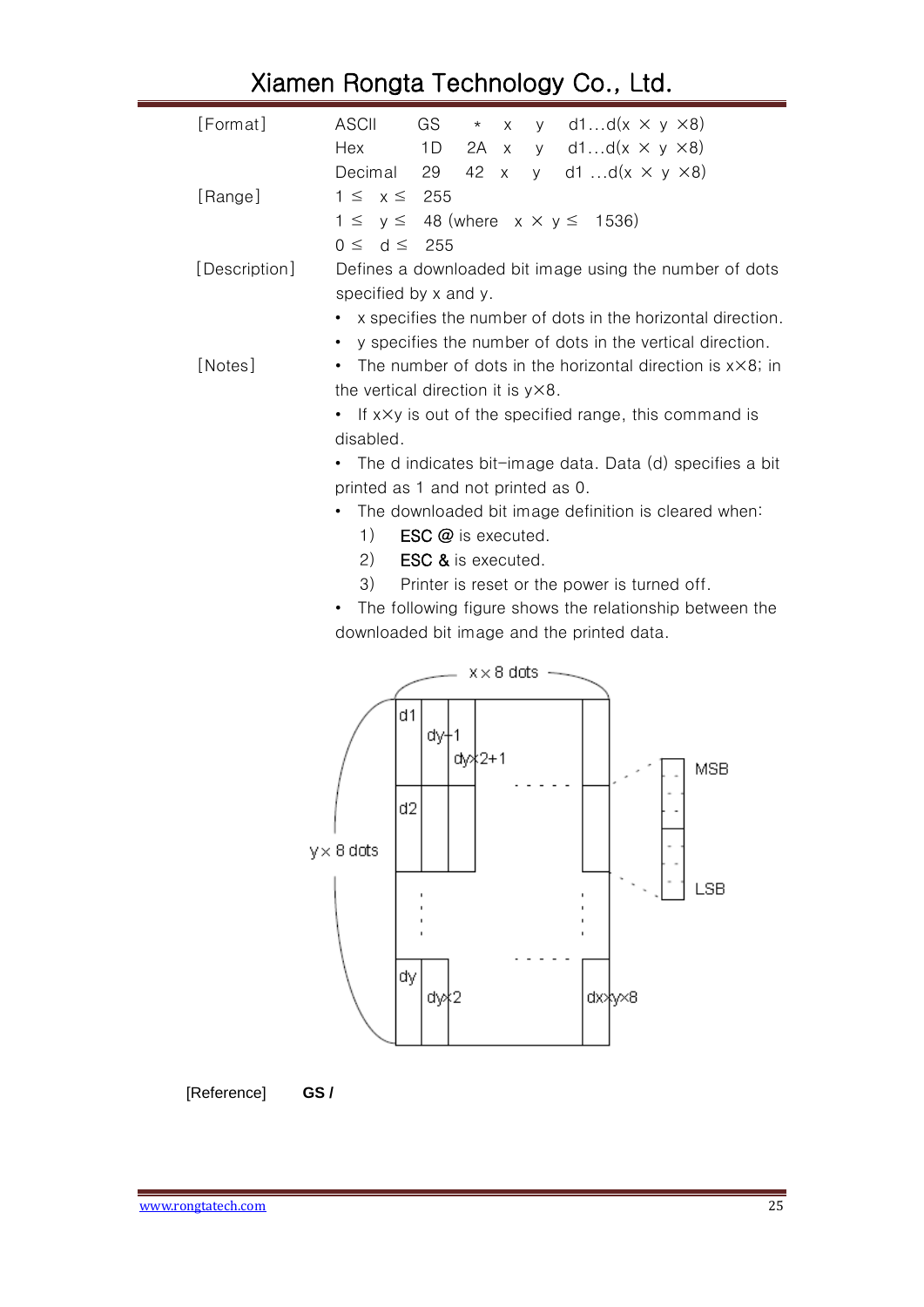| [Format] | ASCII | GS | * | x | y | d1...d(x × y ×8) |
|---|---|---|---|---|---|---|
| | Hex | 1D | 2A | x | y | d1...d(x × y ×8) |
| | Decimal | 29 | 42 | x | y | d1 ...d(x × y ×8) |

[Range]
1 ≤ x ≤ 255
1 ≤ y ≤ 48 (where x × y ≤ 1536)
0 ≤ d ≤ 255

[Description]
Defines a downloaded bit image using the number of dots specified by x and y.

- x specifies the number of dots in the horizontal direction.
- y specifies the number of dots in the vertical direction.

[Notes]

- The number of dots in the horizontal direction is x×8; in the vertical direction it is y×8.
- If x×y is out of the specified range, this command is disabled.
- The d indicates bit-image data. Data (d) specifies a bit printed as 1 and not printed as 0.
- The downloaded bit image definition is cleared when:
  1) **ESC @** is executed.
  2) **ESC &** is executed.
  3) Printer is reset or the power is turned off.
- The following figure shows the relationship between the downloaded bit image and the printed data.

x × 8 dots

y × 8 dots

d1, dy+1, dy×2+1, d2, dy, dy×2, dx×y×8, MSB, LSB

[Reference] **GS /**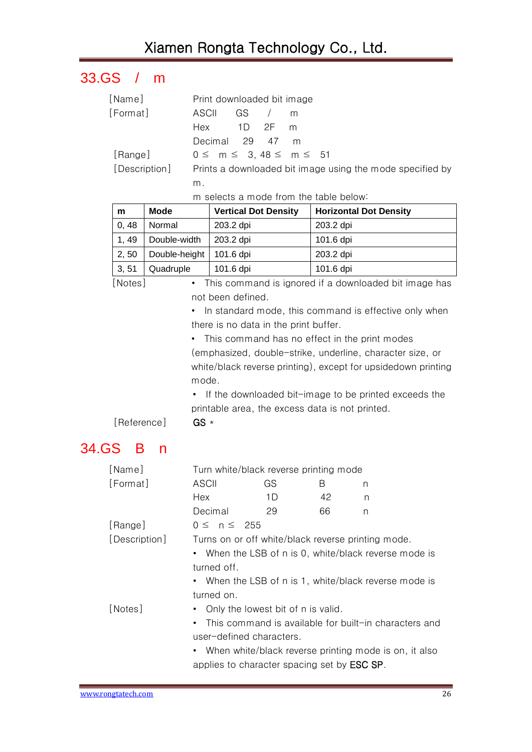## 33.GS / m

[Name] Print downloaded bit image

[Format] ASCII GS / m

Hex 1D 2F m

Decimal 29 47 m

[Range] 0 ≤ m ≤ 3, 48 ≤ m ≤ 51

[Description] Prints a downloaded bit image using the mode specified by m.

m selects a mode from the table below:

| m | Mode | Vertical Dot Density | Horizontal Dot Density |
|---|---|---|---|
| 0, 48 | Normal | 203.2 dpi | 203.2 dpi |
| 1, 49 | Double-width | 203.2 dpi | 101.6 dpi |
| 2, 50 | Double-height | 101.6 dpi | 203.2 dpi |
| 3, 51 | Quadruple | 101.6 dpi | 101.6 dpi |

[Notes]

- This command is ignored if a downloaded bit image has not been defined.
- In standard mode, this command is effective only when there is no data in the print buffer.
- This command has no effect in the print modes (emphasized, double-strike, underline, character size, or white/black reverse printing), except for upsidedown printing mode.
- If the downloaded bit-image to be printed exceeds the printable area, the excess data is not printed.

[Reference] GS *

## 34.GS B n

[Name] Turn white/black reverse printing mode

[Format] ASCII GS B n

Hex 1D 42 n

Decimal 29 66 n

[Range] 0 ≤ n ≤ 255

[Description] Turns on or off white/black reverse printing mode.

- When the LSB of n is 0, white/black reverse mode is turned off.
- When the LSB of n is 1, white/black reverse mode is turned on.

[Notes]

- Only the lowest bit of n is valid.
- This command is available for built-in characters and user-defined characters.
- When white/black reverse printing mode is on, it also applies to character spacing set by ESC SP.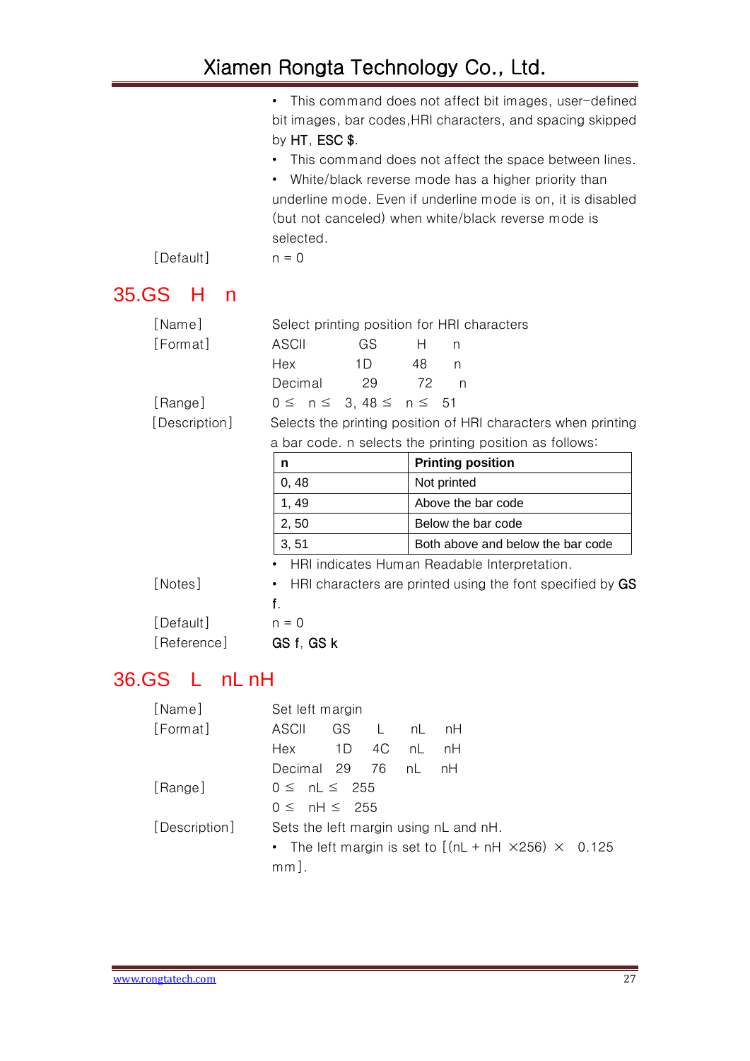- This command does not affect bit images, user-defined bit images, bar codes,HRI characters, and spacing skipped by **HT**, **ESC $**.
- This command does not affect the space between lines.
- White/black reverse mode has a higher priority than underline mode. Even if underline mode is on, it is disabled (but not canceled) when white/black reverse mode is selected.

[Default] n = 0

## 35.GS H n

[Name] Select printing position for HRI characters

[Format]

| | | | |
|---|---|---|---|
| ASCII | GS | H | n |
| Hex | 1D | 48 | n |
| Decimal | 29 | 72 | n |

[Range] 0 ≤ n ≤ 3, 48 ≤ n ≤ 51

[Description] Selects the printing position of HRI characters when printing a bar code. n selects the printing position as follows:

| n | Printing position |
|---|---|
| 0, 48 | Not printed |
| 1, 49 | Above the bar code |
| 2, 50 | Below the bar code |
| 3, 51 | Both above and below the bar code |

- HRI indicates Human Readable Interpretation.

[Notes]
- HRI characters are printed using the font specified by **GS f**.

[Default] n = 0

[Reference] **GS f**, **GS k**

## 36.GS L nL nH

[Name] Set left margin

[Format]

| | | | | |
|---|---|---|---|---|
| ASCII | GS | L | nL | nH |
| Hex | 1D | 4C | nL | nH |
| Decimal | 29 | 76 | nL | nH |

[Range] 0 ≤ nL ≤ 255

0 ≤ nH ≤ 255

[Description] Sets the left margin using nL and nH.

- The left margin is set to [(nL + nH ×256) × 0.125 mm].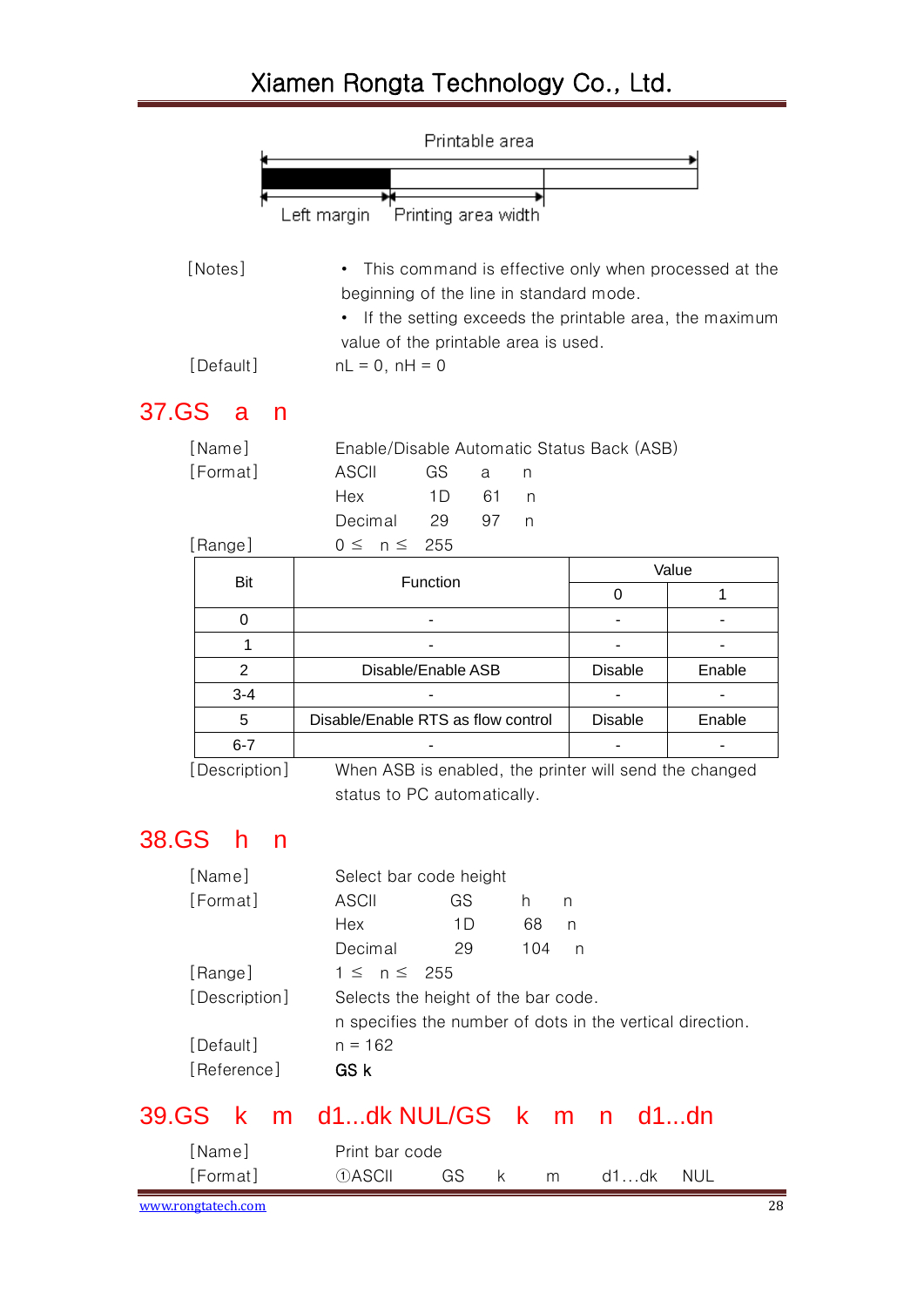Printable area

Left margin　Printing area width

[Notes]　• This command is effective only when processed at the beginning of the line in standard mode.
• If the setting exceeds the printable area, the maximum value of the printable area is used.

[Default]　nL = 0, nH = 0

## 37.GS a n

[Name]　Enable/Disable Automatic Status Back (ASB)

[Format]

| | | | |
|---|---|---|---|
| ASCII | GS | a | n |
| Hex | 1D | 61 | n |
| Decimal | 29 | 97 | n |

[Range]　0 ≤ n ≤ 255

| Bit | Function | Value | |
|---|---|---|---|
| | | 0 | 1 |
| 0 | - | - | - |
| 1 | - | - | - |
| 2 | Disable/Enable ASB | Disable | Enable |
| 3-4 | - | - | - |
| 5 | Disable/Enable RTS as flow control | Disable | Enable |
| 6-7 | - | - | - |

[Description]　When ASB is enabled, the printer will send the changed status to PC automatically.

## 38.GS h n

[Name]　Select bar code height

[Format]

| | | | |
|---|---|---|---|
| ASCII | GS | h | n |
| Hex | 1D | 68 | n |
| Decimal | 29 | 104 | n |

[Range]　1 ≤ n ≤ 255

[Description]　Selects the height of the bar code.
n specifies the number of dots in the vertical direction.

[Default]　n = 162

[Reference]　**GS k**

## 39.GS k m d1...dk NUL/GS k m n d1...dn

[Name]　Print bar code

[Format]　①ASCII　GS　k　m　d1…dk　NUL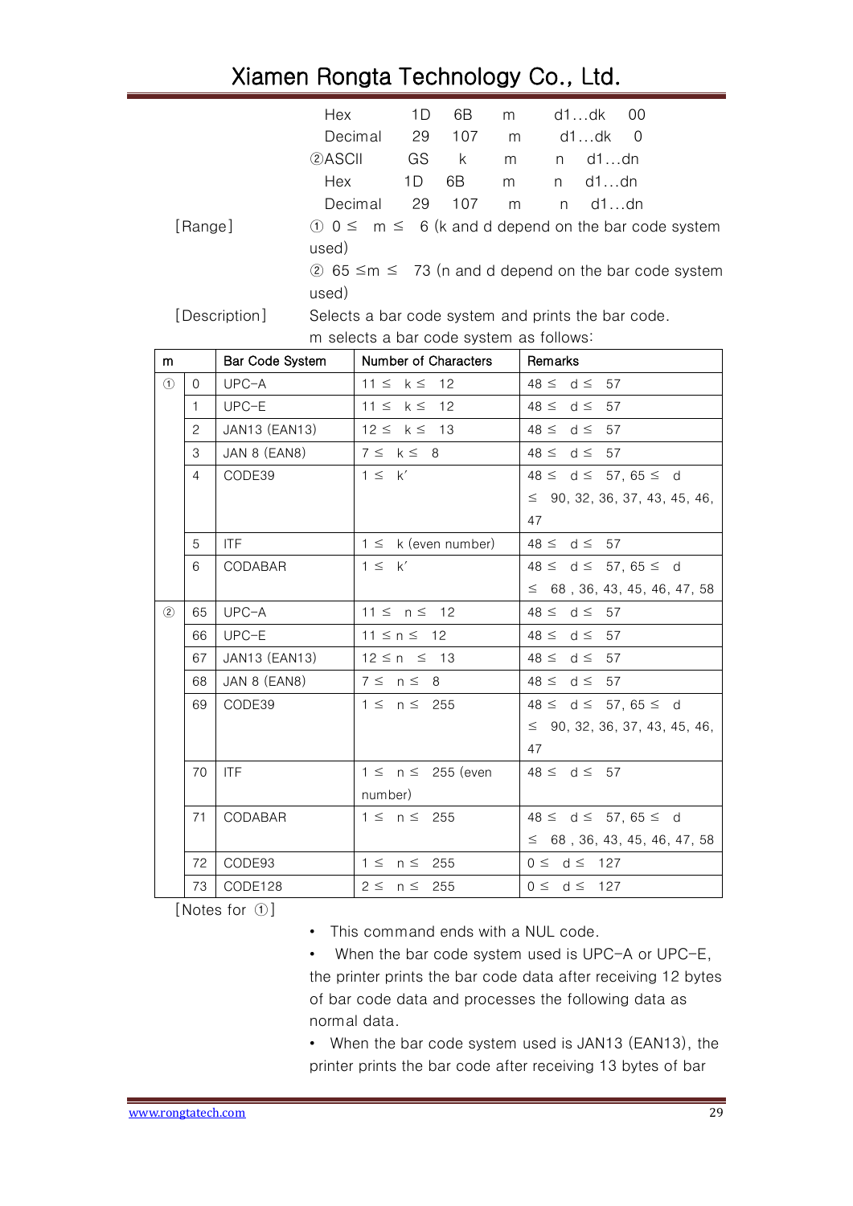| | | | | | |
|---|---|---|---|---|---|
| Hex | 1D | 6B | m | d1…dk | 00 |
| Decimal | 29 | 107 | m | d1…dk | 0 |
| ②ASCII | GS | k | m | n | d1…dn |
| Hex | 1D | 6B | m | n | d1…dn |
| Decimal | 29 | 107 | m | n | d1…dn |

[Range] ① 0 ≤ m ≤ 6 (k and d depend on the bar code system used)

② 65 ≤m ≤ 73 (n and d depend on the bar code system used)

[Description] Selects a bar code system and prints the bar code.

m selects a bar code system as follows:

| m | | Bar Code System | Number of Characters | Remarks |
|---|---|---|---|---|
| ① | 0 | UPC-A | 11 ≤ k ≤ 12 | 48 ≤ d ≤ 57 |
| | 1 | UPC-E | 11 ≤ k ≤ 12 | 48 ≤ d ≤ 57 |
| | 2 | JAN13 (EAN13) | 12 ≤ k ≤ 13 | 48 ≤ d ≤ 57 |
| | 3 | JAN 8 (EAN8) | 7 ≤ k ≤ 8 | 48 ≤ d ≤ 57 |
| | 4 | CODE39 | 1 ≤ k′ | 48 ≤ d ≤ 57, 65 ≤ d ≤ 90, 32, 36, 37, 43, 45, 46, 47 |
| | 5 | ITF | 1 ≤ k (even number) | 48 ≤ d ≤ 57 |
| | 6 | CODABAR | 1 ≤ k′ | 48 ≤ d ≤ 57, 65 ≤ d ≤ 68 , 36, 43, 45, 46, 47, 58 |
| ② | 65 | UPC-A | 11 ≤ n ≤ 12 | 48 ≤ d ≤ 57 |
| | 66 | UPC-E | 11 ≤ n ≤ 12 | 48 ≤ d ≤ 57 |
| | 67 | JAN13 (EAN13) | 12 ≤ n ≤ 13 | 48 ≤ d ≤ 57 |
| | 68 | JAN 8 (EAN8) | 7 ≤ n ≤ 8 | 48 ≤ d ≤ 57 |
| | 69 | CODE39 | 1 ≤ n ≤ 255 | 48 ≤ d ≤ 57, 65 ≤ d ≤ 90, 32, 36, 37, 43, 45, 46, 47 |
| | 70 | ITF | 1 ≤ n ≤ 255 (even number) | 48 ≤ d ≤ 57 |
| | 71 | CODABAR | 1 ≤ n ≤ 255 | 48 ≤ d ≤ 57, 65 ≤ d ≤ 68 , 36, 43, 45, 46, 47, 58 |
| | 72 | CODE93 | 1 ≤ n ≤ 255 | 0 ≤ d ≤ 127 |
| | 73 | CODE128 | 2 ≤ n ≤ 255 | 0 ≤ d ≤ 127 |

[Notes for ①]

- This command ends with a NUL code.
- When the bar code system used is UPC-A or UPC-E, the printer prints the bar code data after receiving 12 bytes of bar code data and processes the following data as normal data.
- When the bar code system used is JAN13 (EAN13), the printer prints the bar code after receiving 13 bytes of bar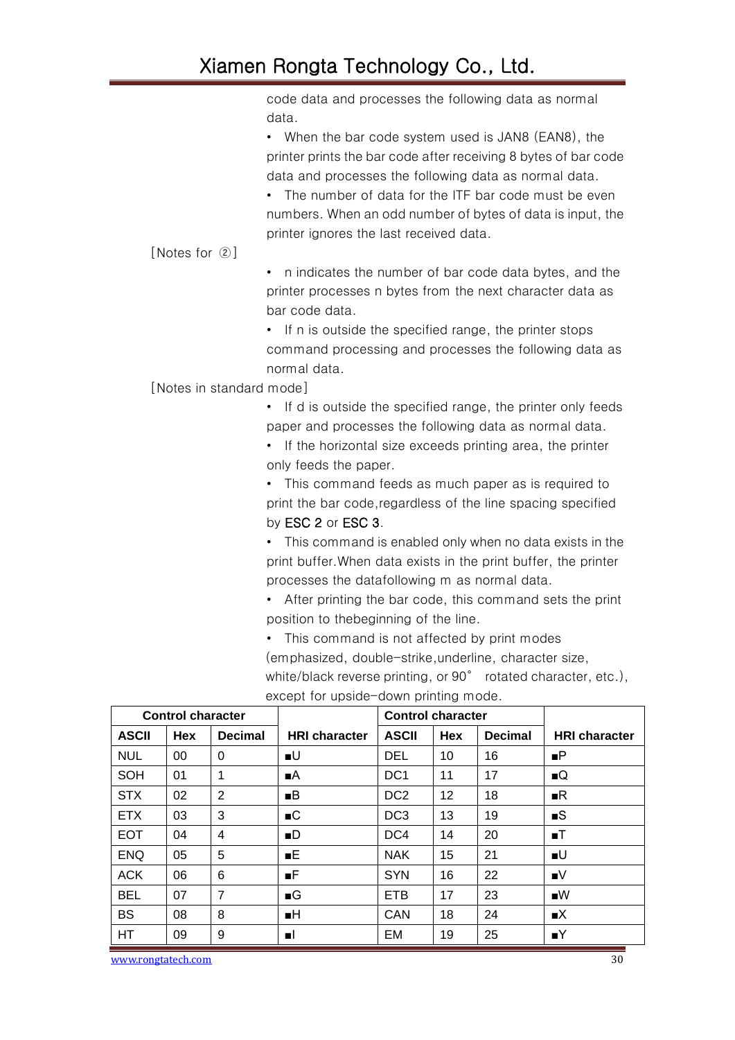code data and processes the following data as normal data.

- When the bar code system used is JAN8 (EAN8), the printer prints the bar code after receiving 8 bytes of bar code data and processes the following data as normal data.
- The number of data for the ITF bar code must be even numbers. When an odd number of bytes of data is input, the printer ignores the last received data.

[Notes for ②]

- n indicates the number of bar code data bytes, and the printer processes n bytes from the next character data as bar code data.
- If n is outside the specified range, the printer stops command processing and processes the following data as normal data.

[Notes in standard mode]

- If d is outside the specified range, the printer only feeds paper and processes the following data as normal data.
- If the horizontal size exceeds printing area, the printer only feeds the paper.
- This command feeds as much paper as is required to print the bar code,regardless of the line spacing specified by ESC 2 or ESC 3.
- This command is enabled only when no data exists in the print buffer.When data exists in the print buffer, the printer processes the datafollowing m as normal data.
- After printing the bar code, this command sets the print position to thebeginning of the line.
- This command is not affected by print modes (emphasized, double-strike,underline, character size, white/black reverse printing, or 90° rotated character, etc.), except for upside-down printing mode.

| Control character | | | | Control character | | | |
|---|---|---|---|---|---|---|---|
| ASCII | Hex | Decimal | HRI character | ASCII | Hex | Decimal | HRI character |
| NUL | 00 | 0 | ■U | DEL | 10 | 16 | ■P |
| SOH | 01 | 1 | ■A | DC1 | 11 | 17 | ■Q |
| STX | 02 | 2 | ■B | DC2 | 12 | 18 | ■R |
| ETX | 03 | 3 | ■C | DC3 | 13 | 19 | ■S |
| EOT | 04 | 4 | ■D | DC4 | 14 | 20 | ■T |
| ENQ | 05 | 5 | ■E | NAK | 15 | 21 | ■U |
| ACK | 06 | 6 | ■F | SYN | 16 | 22 | ■V |
| BEL | 07 | 7 | ■G | ETB | 17 | 23 | ■W |
| BS | 08 | 8 | ■H | CAN | 18 | 24 | ■X |
| HT | 09 | 9 | ■I | EM | 19 | 25 | ■Y |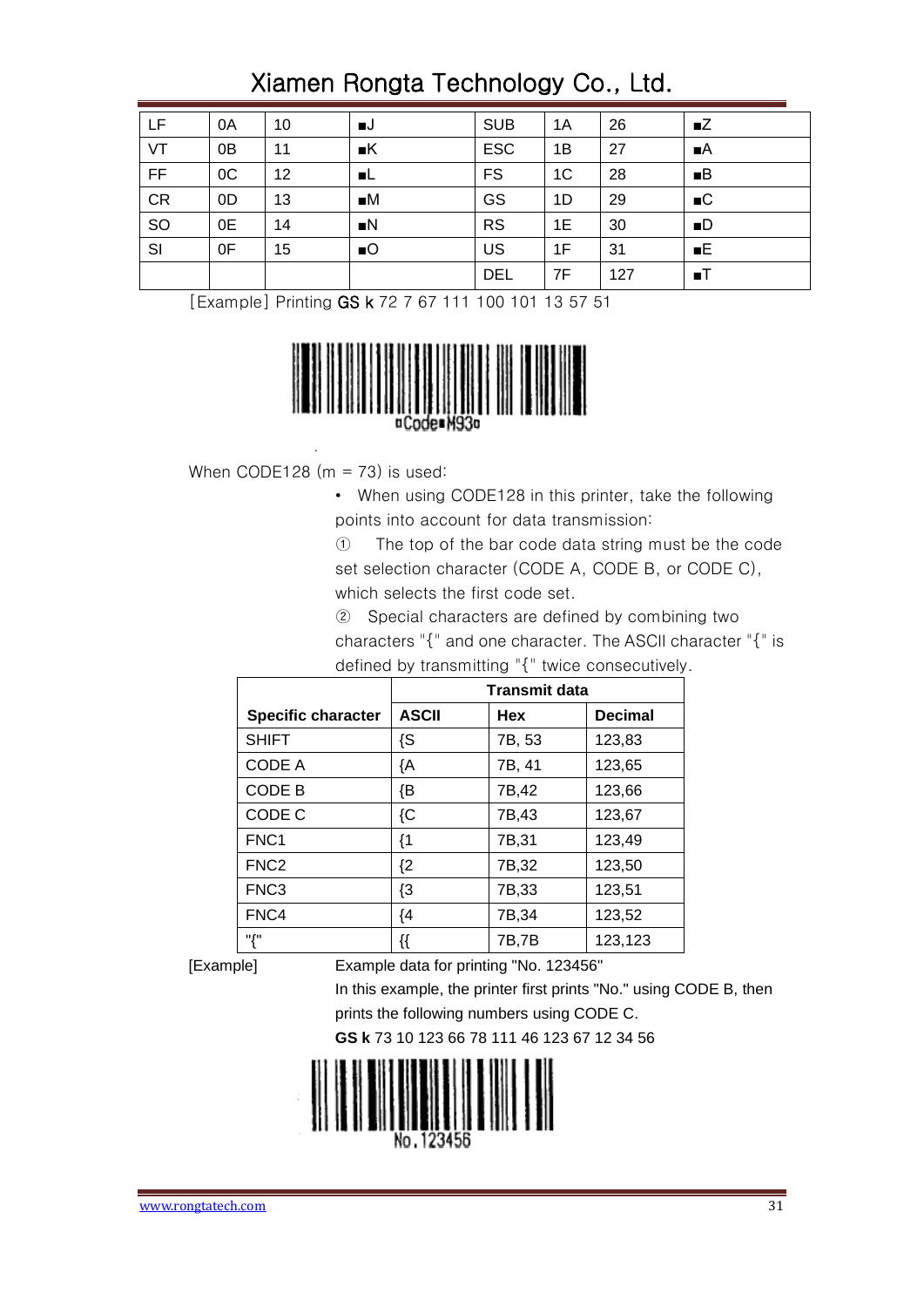| LF | 0A | 10 | ■J | SUB | 1A | 26 | ■Z |
|---|---|---|---|---|---|---|---|
| VT | 0B | 11 | ■K | ESC | 1B | 27 | ■A |
| FF | 0C | 12 | ■L | FS | 1C | 28 | ■B |
| CR | 0D | 13 | ■M | GS | 1D | 29 | ■C |
| SO | 0E | 14 | ■N | RS | 1E | 30 | ■D |
| SI | 0F | 15 | ■O | US | 1F | 31 | ■E |
| | | | | DEL | 7F | 127 | ■T |

[Example] Printing **GS k** 72 7 67 111 100 101 13 57 51

When CODE128 (m = 73) is used:

- When using CODE128 in this printer, take the following points into account for data transmission:

  ① The top of the bar code data string must be the code set selection character (CODE A, CODE B, or CODE C), which selects the first code set.

  ② Special characters are defined by combining two characters "{" and one character. The ASCII character "{" is defined by transmitting "{" twice consecutively.

| Specific character | Transmit data | | |
|---|---|---|---|
| | **ASCII** | **Hex** | **Decimal** |
| SHIFT | {S | 7B, 53 | 123,83 |
| CODE A | {A | 7B, 41 | 123,65 |
| CODE B | {B | 7B,42 | 123,66 |
| CODE C | {C | 7B,43 | 123,67 |
| FNC1 | {1 | 7B,31 | 123,49 |
| FNC2 | {2 | 7B,32 | 123,50 |
| FNC3 | {3 | 7B,33 | 123,51 |
| FNC4 | {4 | 7B,34 | 123,52 |
| "{" | {{ | 7B,7B | 123,123 |

[Example] Example data for printing "No. 123456"

In this example, the printer first prints "No." using CODE B, then prints the following numbers using CODE C.

**GS k** 73 10 123 66 78 111 46 123 67 12 34 56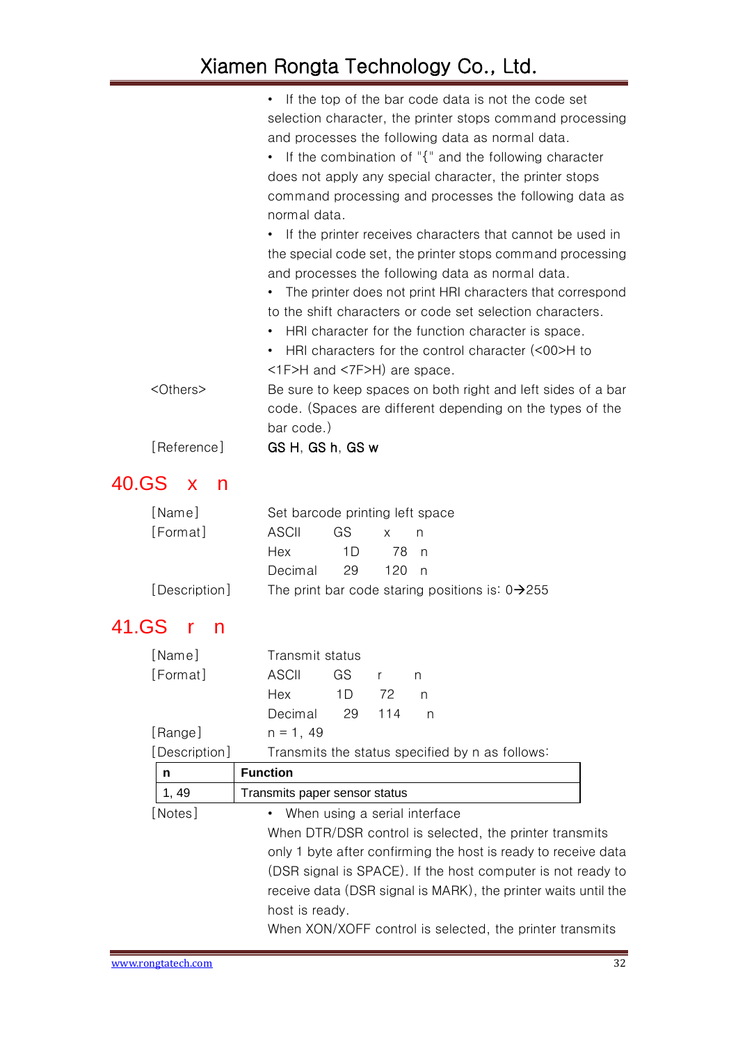- If the top of the bar code data is not the code set selection character, the printer stops command processing and processes the following data as normal data.
- If the combination of "{" and the following character does not apply any special character, the printer stops command processing and processes the following data as normal data.
- If the printer receives characters that cannot be used in the special code set, the printer stops command processing and processes the following data as normal data.
- The printer does not print HRI characters that correspond to the shift characters or code set selection characters.
- HRI character for the function character is space.
- HRI characters for the control character (<00>H to <1F>H and <7F>H) are space.

<Others> Be sure to keep spaces on both right and left sides of a bar code. (Spaces are different depending on the types of the bar code.)

[Reference] **GS H**, **GS h**, **GS w**

## 40.GS x n

[Name] Set barcode printing left space

[Format]

| | | | |
|---|---|---|---|
| ASCII | GS | x | n |
| Hex | 1D | 78 | n |
| Decimal | 29 | 120 | n |

[Description] The print bar code staring positions is: 0→255

## 41.GS r n

[Name] Transmit status

[Format]

| | | | |
|---|---|---|---|
| ASCII | GS | r | n |
| Hex | 1D | 72 | n |
| Decimal | 29 | 114 | n |

[Range] n = 1, 49

[Description] Transmits the status specified by n as follows:

| n | Function |
|---|---|
| 1, 49 | Transmits paper sensor status |

[Notes]

- When using a serial interface

When DTR/DSR control is selected, the printer transmits only 1 byte after confirming the host is ready to receive data (DSR signal is SPACE). If the host computer is not ready to receive data (DSR signal is MARK), the printer waits until the host is ready.

When XON/XOFF control is selected, the printer transmits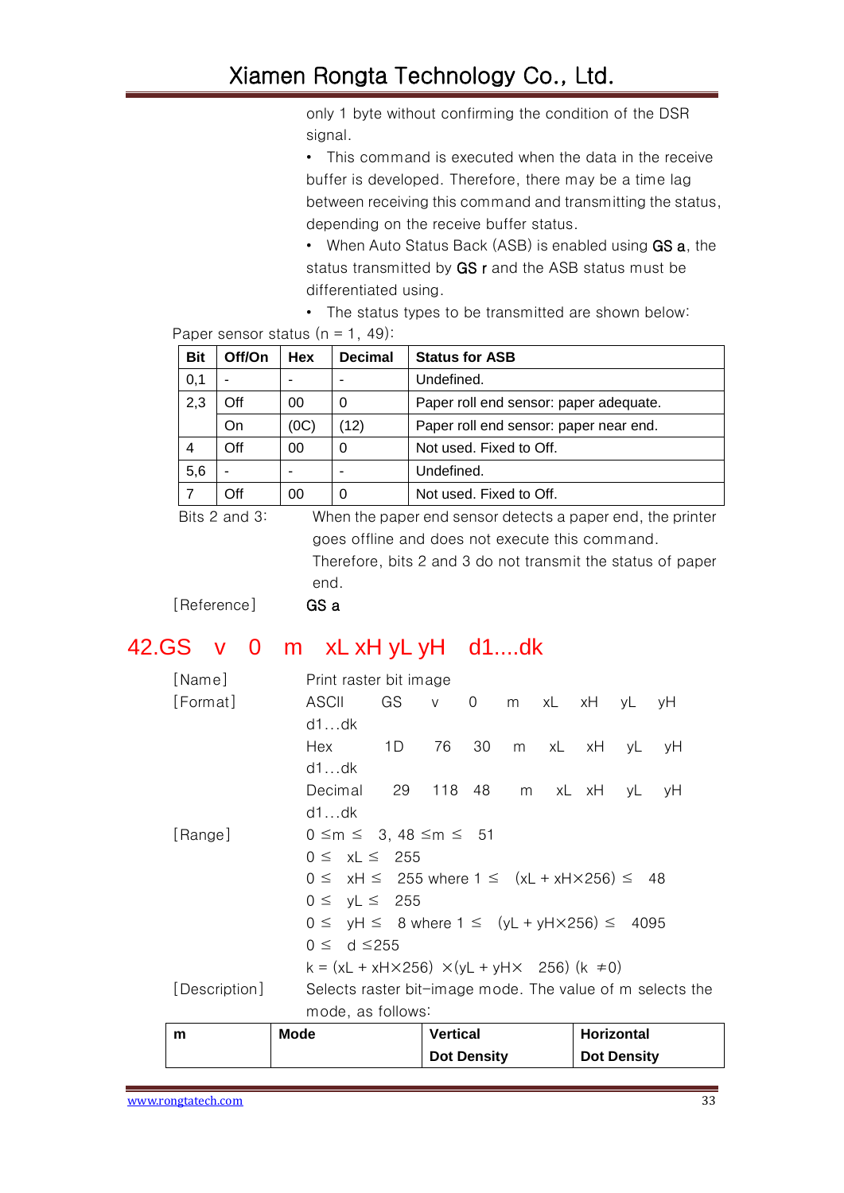only 1 byte without confirming the condition of the DSR signal.

- This command is executed when the data in the receive buffer is developed. Therefore, there may be a time lag between receiving this command and transmitting the status, depending on the receive buffer status.
- When Auto Status Back (ASB) is enabled using **GS a**, the status transmitted by **GS r** and the ASB status must be differentiated using.
- The status types to be transmitted are shown below:

Paper sensor status (n = 1, 49):

| Bit | Off/On | Hex | Decimal | Status for ASB |
|---|---|---|---|---|
| 0,1 | - | - | - | Undefined. |
| 2,3 | Off | 00 | 0 | Paper roll end sensor: paper adequate. |
| | On | (0C) | (12) | Paper roll end sensor: paper near end. |
| 4 | Off | 00 | 0 | Not used. Fixed to Off. |
| 5,6 | - | - | - | Undefined. |
| 7 | Off | 00 | 0 | Not used. Fixed to Off. |

Bits 2 and 3: When the paper end sensor detects a paper end, the printer goes offline and does not execute this command. Therefore, bits 2 and 3 do not transmit the status of paper end.

[Reference] **GS a**

## 42.GS v 0 m xL xH yL yH d1....dk

[Name] Print raster bit image

[Format]

ASCII GS v 0 m xL xH yL yH d1…dk

Hex 1D 76 30 m xL xH yL yH d1…dk

Decimal 29 118 48 m xL xH yL yH d1…dk

[Range]

$0 \le m \le 3$, $48 \le m \le 51$

$0 \le xL \le 255$

$0 \le xH \le 255$ where $1 \le (xL + xH\times256) \le 48$

$0 \le yL \le 255$

$0 \le yH \le 8$ where $1 \le (yL + yH\times256) \le 4095$

$0 \le d \le 255$

$k = (xL + xH\times256) \times (yL + yH\times256)$ $(k \ne 0)$

[Description] Selects raster bit-image mode. The value of m selects the mode, as follows:

| m | Mode | Vertical Dot Density | Horizontal Dot Density |
|---|---|---|---|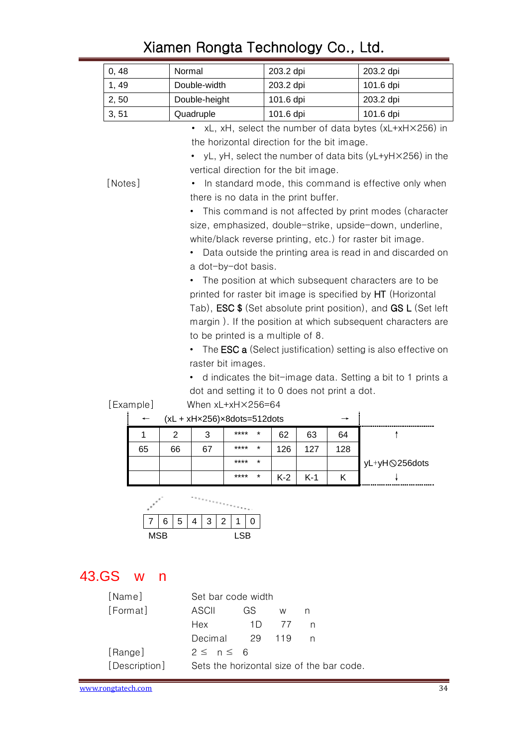| 0, 48 | Normal | 203.2 dpi | 203.2 dpi |
|---|---|---|---|
| 1, 49 | Double-width | 203.2 dpi | 101.6 dpi |
| 2, 50 | Double-height | 101.6 dpi | 203.2 dpi |
| 3, 51 | Quadruple | 101.6 dpi | 101.6 dpi |

- xL, xH, select the number of data bytes (xL+xH×256) in the horizontal direction for the bit image.
- yL, yH, select the number of data bits (yL+yH×256) in the vertical direction for the bit image.

[Notes]

- In standard mode, this command is effective only when there is no data in the print buffer.
- This command is not affected by print modes (character size, emphasized, double-strike, upside-down, underline, white/black reverse printing, etc.) for raster bit image.
- Data outside the printing area is read in and discarded on a dot-by-dot basis.
- The position at which subsequent characters are to be printed for raster bit image is specified by **HT** (Horizontal Tab), **ESC $** (Set absolute print position), and **GS L** (Set left margin ). If the position at which subsequent characters are to be printed is a multiple of 8.
- The **ESC a** (Select justification) setting is also effective on raster bit images.
- d indicates the bit-image data. Setting a bit to 1 prints a dot and setting it to 0 does not print a dot.

[Example] When xL+xH×256=64

← (xL + xH×256)×8dots=512dots →

| 1 | 2 | 3 | **** * | 62 | 63 | 64 | ↑ |
|---|---|---|---|---|---|---|---|
| 65 | 66 | 67 | **** * | 126 | 127 | 128 | |
| | | | **** * | | | | yL+yH⨂256dots |
| | | | **** * | K-2 | K-1 | K | ↓ |

| 7 | 6 | 5 | 4 | 3 | 2 | 1 | 0 |
|---|---|---|---|---|---|---|---|

MSB LSB

## 43.GS w n

[Name] Set bar code width

[Format] ASCII GS w n

Hex 1D 77 n

Decimal 29 119 n

[Range] 2 ≤ n ≤ 6

[Description] Sets the horizontal size of the bar code.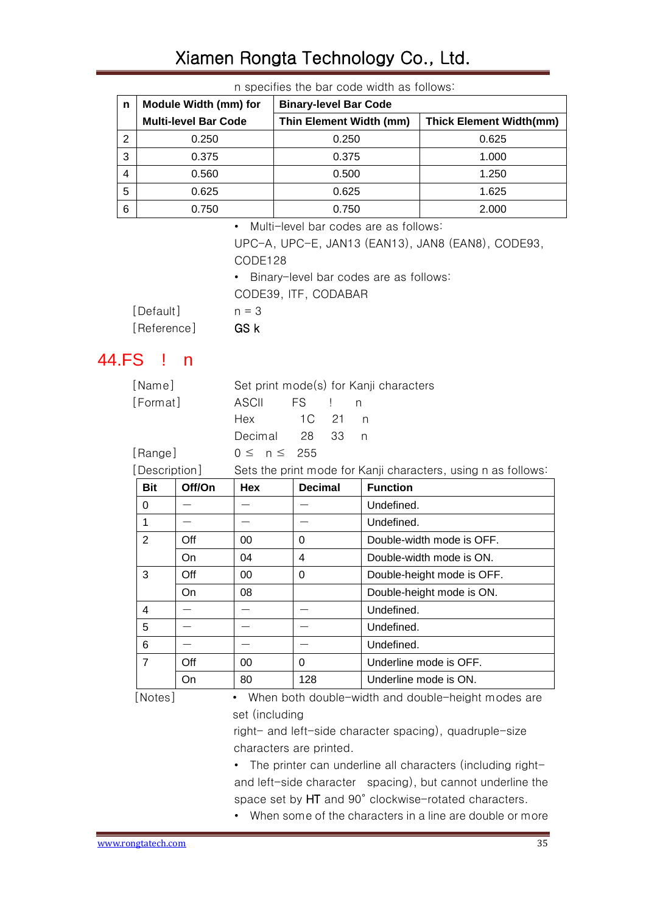n specifies the bar code width as follows:

| n | Module Width (mm) for Multi-level Bar Code | Binary-level Bar Code | |
|---|---|---|---|
| | | Thin Element Width (mm) | Thick Element Width(mm) |
| 2 | 0.250 | 0.250 | 0.625 |
| 3 | 0.375 | 0.375 | 1.000 |
| 4 | 0.560 | 0.500 | 1.250 |
| 5 | 0.625 | 0.625 | 1.625 |
| 6 | 0.750 | 0.750 | 2.000 |

- Multi-level bar codes are as follows:

UPC-A, UPC-E, JAN13 (EAN13), JAN8 (EAN8), CODE93, CODE128

- Binary-level bar codes are as follows:

CODE39, ITF, CODABAR

[Default] n = 3

[Reference] GS k

## 44.FS ! n

[Name] Set print mode(s) for Kanji characters

[Format] ASCII FS ! n

Hex 1C 21 n

Decimal 28 33 n

[Range] 0 ≤ n ≤ 255

[Description] Sets the print mode for Kanji characters, using n as follows:

| Bit | Off/On | Hex | Decimal | Function |
|---|---|---|---|---|
| 0 | — | — | — | Undefined. |
| 1 | — | — | — | Undefined. |
| 2 | Off | 00 | 0 | Double-width mode is OFF. |
| | On | 04 | 4 | Double-width mode is ON. |
| 3 | Off | 00 | 0 | Double-height mode is OFF. |
| | On | 08 | | Double-height mode is ON. |
| 4 | — | — | — | Undefined. |
| 5 | — | — | — | Undefined. |
| 6 | — | — | — | Undefined. |
| 7 | Off | 00 | 0 | Underline mode is OFF. |
| | On | 80 | 128 | Underline mode is ON. |

[Notes]

- When both double-width and double-height modes are set (including right- and left-side character spacing), quadruple-size characters are printed.
- The printer can underline all characters (including right- and left-side character spacing), but cannot underline the space set by HT and 90° clockwise-rotated characters.
- When some of the characters in a line are double or more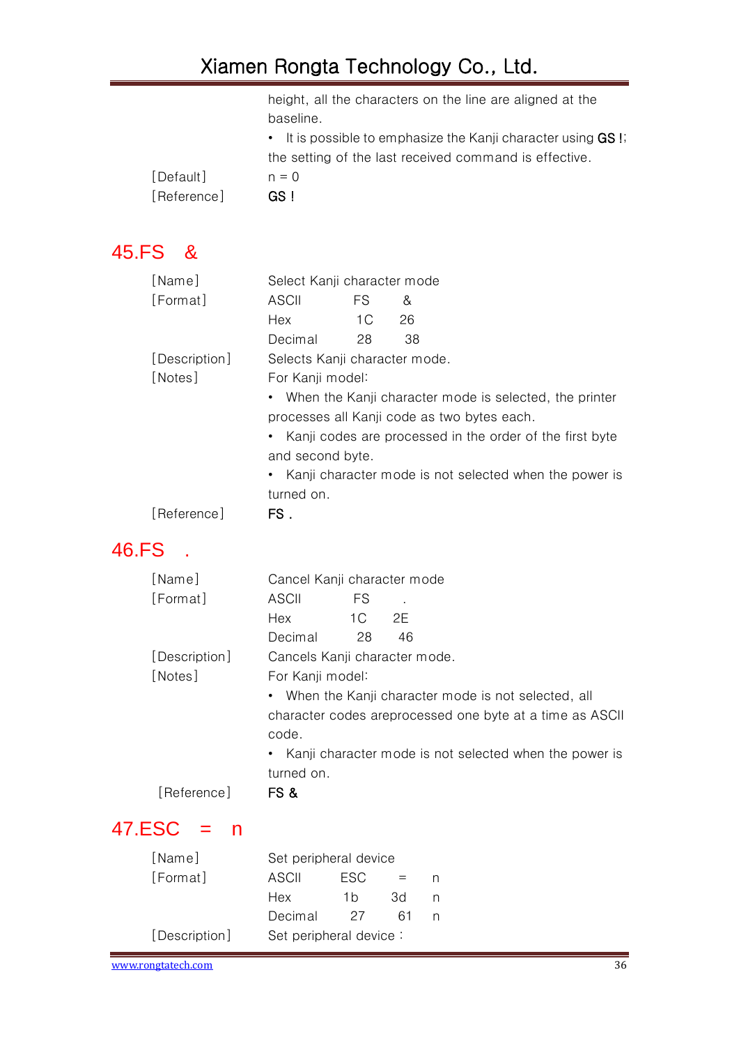height, all the characters on the line are aligned at the baseline.

• It is possible to emphasize the Kanji character using **GS !**; the setting of the last received command is effective.

[Default] n = 0

[Reference] **GS !**

## 45.FS &

[Name] Select Kanji character mode

[Format]

| ASCII | FS | & |
|---|---|---|
| Hex | 1C | 26 |
| Decimal | 28 | 38 |

[Description] Selects Kanji character mode.

[Notes] For Kanji model:

• When the Kanji character mode is selected, the printer processes all Kanji code as two bytes each.

• Kanji codes are processed in the order of the first byte and second byte.

• Kanji character mode is not selected when the power is turned on.

[Reference] **FS .**

## 46.FS .

[Name] Cancel Kanji character mode

[Format]

| ASCII | FS | . |
|---|---|---|
| Hex | 1C | 2E |
| Decimal | 28 | 46 |

[Description] Cancels Kanji character mode.

[Notes] For Kanji model:

• When the Kanji character mode is not selected, all character codes areprocessed one byte at a time as ASCII code.

• Kanji character mode is not selected when the power is turned on.

[Reference] **FS &**

## 47.ESC = n

[Name] Set peripheral device

[Format]

| ASCII | ESC | = | n |
|---|---|---|---|
| Hex | 1b | 3d | n |
| Decimal | 27 | 61 | n |

[Description] Set peripheral device：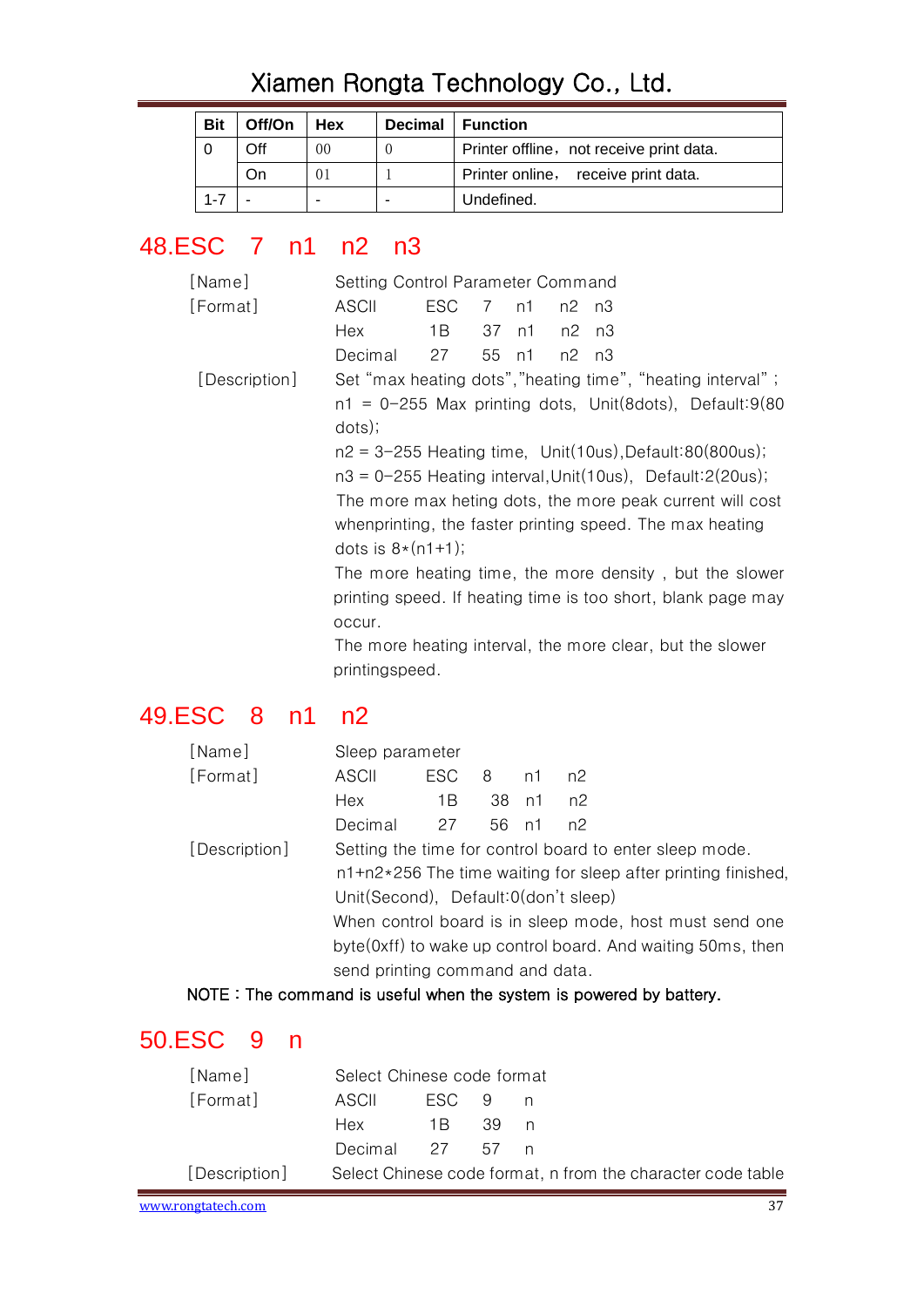| Bit | Off/On | Hex | Decimal | Function |
|---|---|---|---|---|
| 0 | Off | 00 | 0 | Printer offline，not receive print data. |
| | On | 01 | 1 | Printer online，  receive print data. |
| 1-7 | - | - | - | Undefined. |

## 48.ESC 7 n1 n2 n3

[Name] Setting Control Parameter Command

[Format] ASCII ESC 7 n1 n2 n3

Hex 1B 37 n1 n2 n3

Decimal 27 55 n1 n2 n3

[Description] Set “max heating dots”,”heating time”, “heating interval”;

n1 = 0-255 Max printing dots, Unit(8dots), Default:9(80 dots);

n2 = 3-255 Heating time, Unit(10us),Default:80(800us);

n3 = 0-255 Heating interval,Unit(10us), Default:2(20us);

The more max heting dots, the more peak current will cost whenprinting, the faster printing speed. The max heating dots is 8*(n1+1);

The more heating time, the more density , but the slower printing speed. If heating time is too short, blank page may occur.

The more heating interval, the more clear, but the slower printingspeed.

## 49.ESC 8 n1 n2

[Name] Sleep parameter

[Format] ASCII ESC 8 n1 n2

Hex 1B 38 n1 n2

Decimal 27 56 n1 n2

[Description] Setting the time for control board to enter sleep mode.

n1+n2*256 The time waiting for sleep after printing finished, Unit(Second), Default:0(don’t sleep)

When control board is in sleep mode, host must send one byte(0xff) to wake up control board. And waiting 50ms, then send printing command and data.

NOTE：The command is useful when the system is powered by battery.

## 50.ESC 9 n

[Name] Select Chinese code format

[Format] ASCII ESC 9 n

Hex 1B 39 n

Decimal 27 57 n

[Description] Select Chinese code format, n from the character code table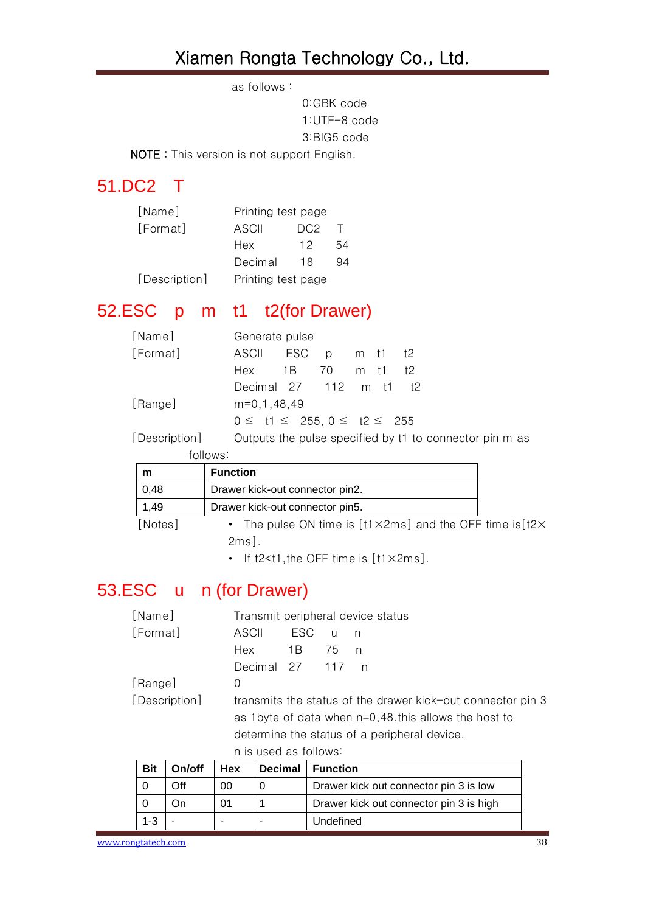as follows：

0:GBK code
1:UTF-8 code
3:BIG5 code

**NOTE：**This version is not support English.

## 51.DC2　T

[Name]　　Printing test page

[Format]　　ASCII　DC2　T
　　Hex　12　54
　　Decimal　18　94

[Description]　　Printing test page

## 52.ESC　p　m　t1　t2(for Drawer)

[Name]　　Generate pulse

[Format]　　ASCII　ESC　p　m　t1　t2
　　Hex　1B　70　m　t1　t2
　　Decimal　27　112　m　t1　t2

[Range]　　m=0,1,48,49
　　0 ≤ t1 ≤ 255, 0 ≤ t2 ≤ 255

[Description]　　Outputs the pulse specified by t1 to connector pin m as follows:

| m | Function |
|---|---|
| 0,48 | Drawer kick-out connector pin2. |
| 1,49 | Drawer kick-out connector pin5. |

[Notes]
- The pulse ON time is [t1×2ms] and the OFF time is[t2×2ms].
- If t2<t1,the OFF time is [t1×2ms].

## 53.ESC　u　n (for Drawer)

[Name]　　Transmit peripheral device status

[Format]　　ASCII　ESC　u　n
　　Hex　1B　75　n
　　Decimal　27　117　n

[Range]　　0

[Description]　　transmits the status of the drawer kick-out connector pin 3 as 1byte of data when n=0,48.this allows the host to determine the status of a peripheral device.

n is used as follows:

| Bit | On/off | Hex | Decimal | Function |
|---|---|---|---|---|
| 0 | Off | 00 | 0 | Drawer kick out connector pin 3 is low |
| 0 | On | 01 | 1 | Drawer kick out connector pin 3 is high |
| 1-3 | - | - | - | Undefined |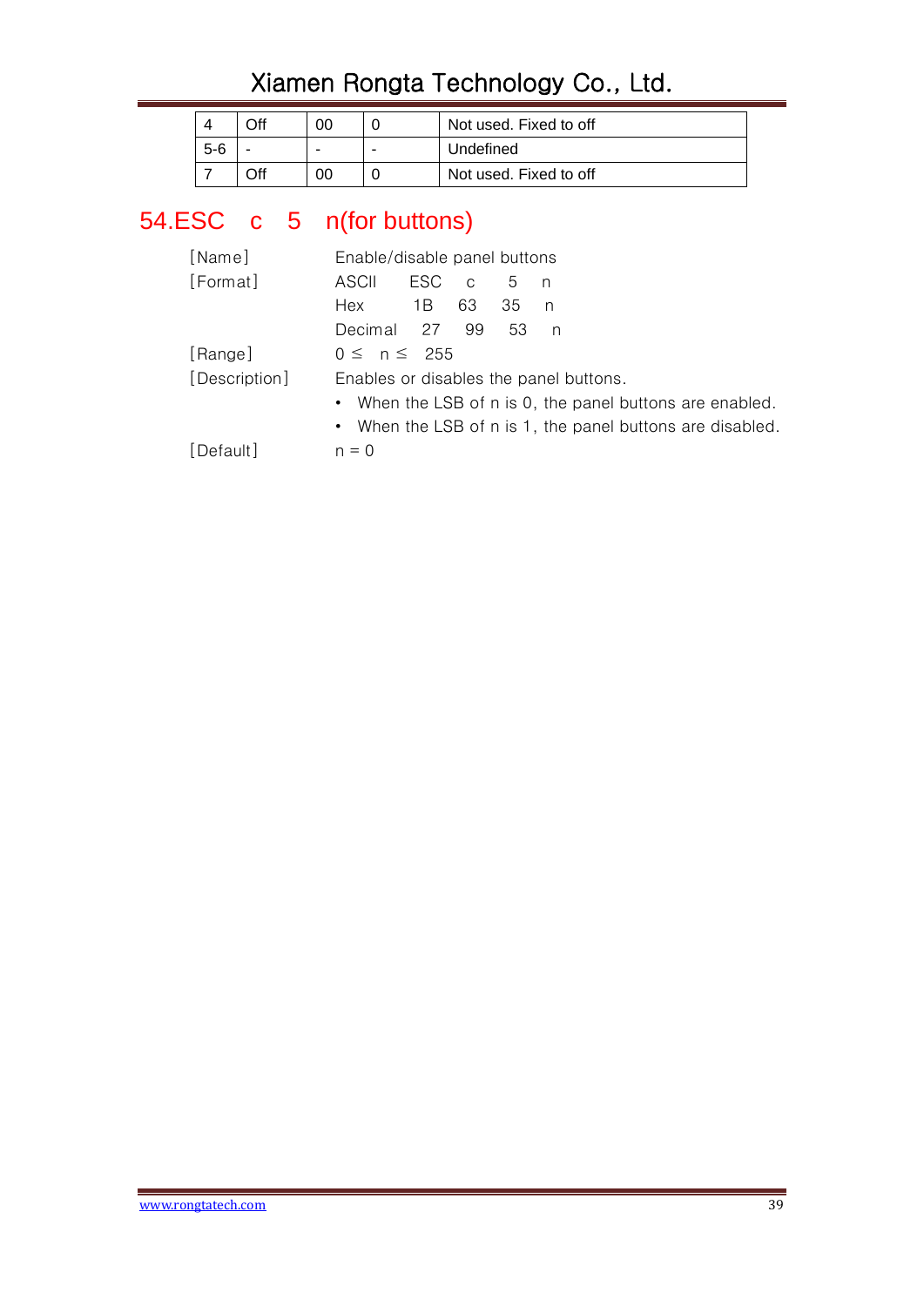| | | | | |
|---|---|---|---|---|
| 4 | Off | 00 | 0 | Not used. Fixed to off |
| 5-6 | - | - | - | Undefined |
| 7 | Off | 00 | 0 | Not used. Fixed to off |

## 54.ESC c 5 n(for buttons)

[Name] Enable/disable panel buttons

[Format] ASCII ESC c 5 n

Hex 1B 63 35 n

Decimal 27 99 53 n

[Range] $0 \leq n \leq 255$

[Description] Enables or disables the panel buttons.

- When the LSB of n is 0, the panel buttons are enabled.
- When the LSB of n is 1, the panel buttons are disabled.

[Default] n = 0